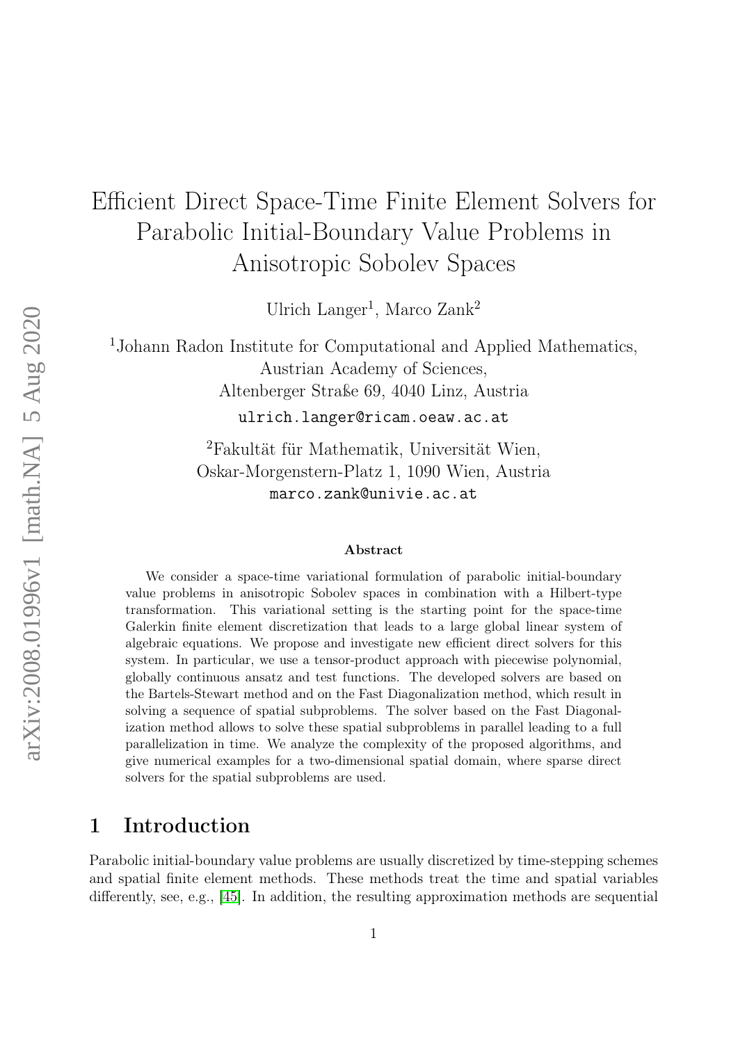# Efficient Direct Space-Time Finite Element Solvers for Parabolic Initial-Boundary Value Problems in Anisotropic Sobolev Spaces

Ulrich Langer[1], Marco Zank[2]

[1]Johann Radon Institute for Computational and Applied Mathematics, Austrian Academy of Sciences, Altenberger Straße 69, 4040 Linz, Austria
ulrich.langer@ricam.oeaw.ac.at

[2]Fakultät für Mathematik, Universität Wien, Oskar-Morgenstern-Platz 1, 1090 Wien, Austria
marco.zank@univie.ac.at

### Abstract

We consider a space-time variational formulation of parabolic initial-boundary value problems in anisotropic Sobolev spaces in combination with a Hilbert-type transformation. This variational setting is the starting point for the space-time Galerkin finite element discretization that leads to a large global linear system of algebraic equations. We propose and investigate new efficient direct solvers for this system. In particular, we use a tensor-product approach with piecewise polynomial, globally continuous ansatz and test functions. The developed solvers are based on the Bartels-Stewart method and on the Fast Diagonalization method, which result in solving a sequence of spatial subproblems. The solver based on the Fast Diagonalization method allows to solve these spatial subproblems in parallel leading to a full parallelization in time. We analyze the complexity of the proposed algorithms, and give numerical examples for a two-dimensional spatial domain, where sparse direct solvers for the spatial subproblems are used.

## 1 Introduction

Parabolic initial-boundary value problems are usually discretized by time-stepping schemes and spatial finite element methods. These methods treat the time and spatial variables differently, see, e.g., [45]. In addition, the resulting approximation methods are sequential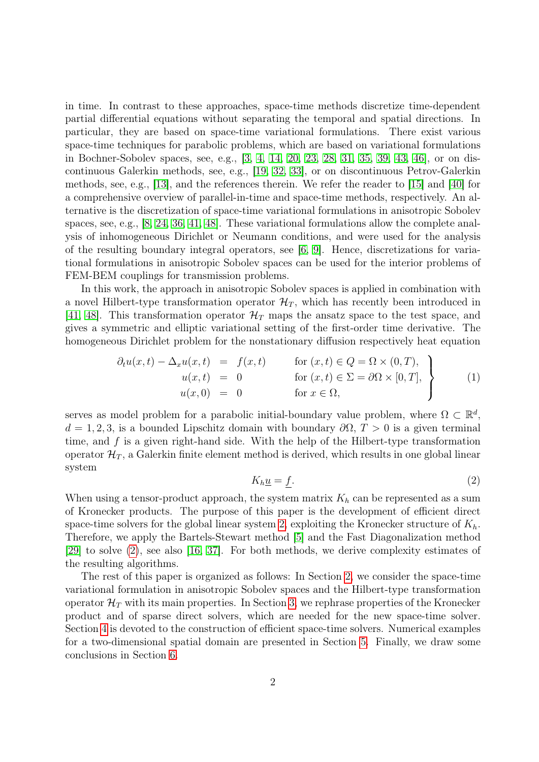in time. In contrast to these approaches, space-time methods discretize time-dependent partial differential equations without separating the temporal and spatial directions. In particular, they are based on space-time variational formulations. There exist various space-time techniques for parabolic problems, which are based on variational formulations in Bochner-Sobolev spaces, see, e.g., [3, 4, 14, 20, 23, 28, 31, 35, 39, 43, 46], or on discontinuous Galerkin methods, see, e.g., [19, 32, 33], or on discontinuous Petrov-Galerkin methods, see, e.g., [13], and the references therein. We refer the reader to [15] and [40] for a comprehensive overview of parallel-in-time and space-time methods, respectively. An alternative is the discretization of space-time variational formulations in anisotropic Sobolev spaces, see, e.g., [8, 24, 36, 41, 48]. These variational formulations allow the complete analysis of inhomogeneous Dirichlet or Neumann conditions, and were used for the analysis of the resulting boundary integral operators, see [6, 9]. Hence, discretizations for variational formulations in anisotropic Sobolev spaces can be used for the interior problems of FEM-BEM couplings for transmission problems.

In this work, the approach in anisotropic Sobolev spaces is applied in combination with a novel Hilbert-type transformation operator $\mathcal{H}_T$, which has recently been introduced in [41, 48]. This transformation operator $\mathcal{H}_T$ maps the ansatz space to the test space, and gives a symmetric and elliptic variational setting of the first-order time derivative. The homogeneous Dirichlet problem for the nonstationary diffusion respectively heat equation

$$
\left.
\begin{array}{rcll}
\partial_t u(x,t) - \Delta_x u(x,t) & = & f(x,t) & \quad \text{for } (x,t) \in Q = \Omega \times (0,T), \\
u(x,t) & = & 0 & \quad \text{for } (x,t) \in \Sigma = \partial\Omega \times [0,T], \\
u(x,0) & = & 0 & \quad \text{for } x \in \Omega,
\end{array}
\right\} \tag{1}
$$

serves as model problem for a parabolic initial-boundary value problem, where $\Omega \subset \mathbb{R}^d$, $d = 1,2,3$, is a bounded Lipschitz domain with boundary $\partial\Omega$, $T > 0$ is a given terminal time, and $f$ is a given right-hand side. With the help of the Hilbert-type transformation operator $\mathcal{H}_T$, a Galerkin finite element method is derived, which results in one global linear system

$$
K_h \underline{u} = \underline{f}. \tag{2}
$$

When using a tensor-product approach, the system matrix $K_h$ can be represented as a sum of Kronecker products. The purpose of this paper is the development of efficient direct space-time solvers for the global linear system 2, exploiting the Kronecker structure of $K_h$. Therefore, we apply the Bartels-Stewart method [5] and the Fast Diagonalization method [29] to solve (2), see also [16, 37]. For both methods, we derive complexity estimates of the resulting algorithms.

The rest of this paper is organized as follows: In Section 2, we consider the space-time variational formulation in anisotropic Sobolev spaces and the Hilbert-type transformation operator $\mathcal{H}_T$ with its main properties. In Section 3, we rephrase properties of the Kronecker product and of sparse direct solvers, which are needed for the new space-time solver. Section 4 is devoted to the construction of efficient space-time solvers. Numerical examples for a two-dimensional spatial domain are presented in Section 5. Finally, we draw some conclusions in Section 6.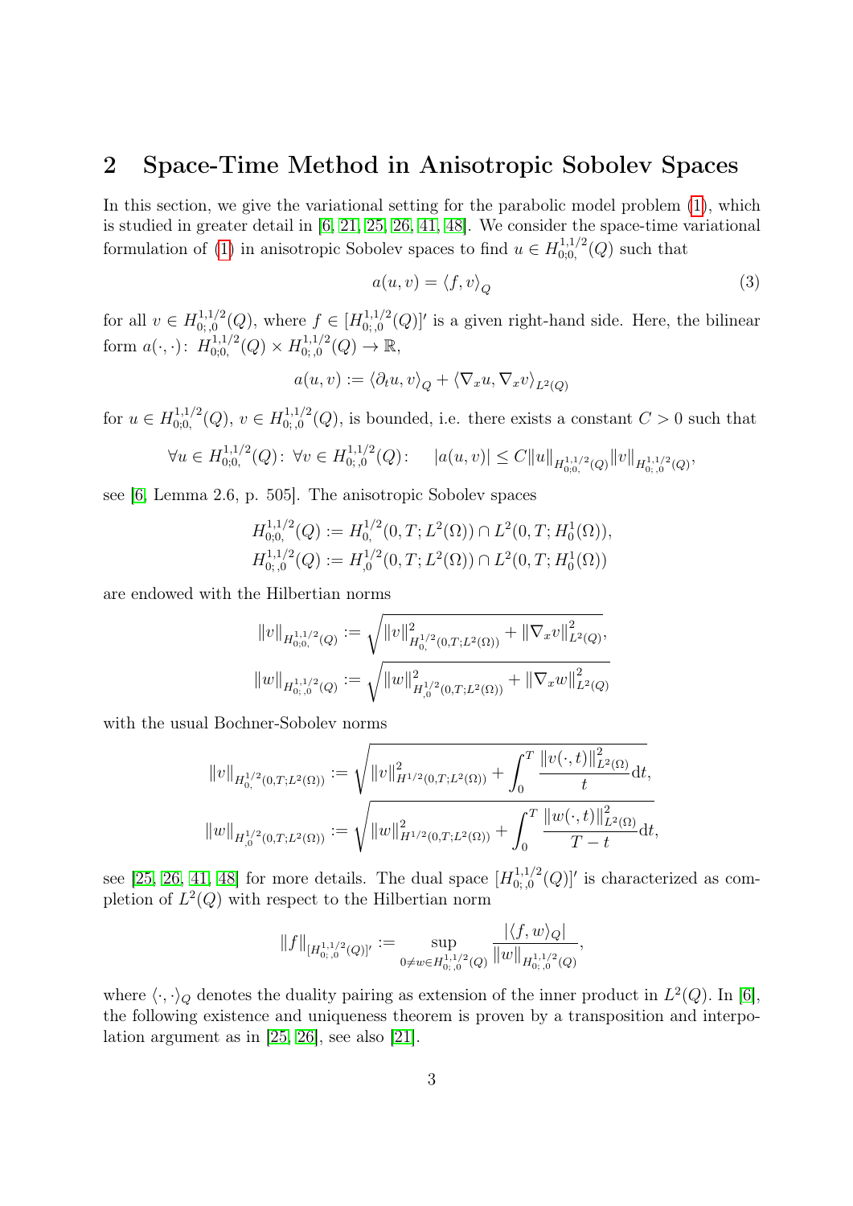## 2 Space-Time Method in Anisotropic Sobolev Spaces

In this section, we give the variational setting for the parabolic model problem (1), which is studied in greater detail in [6, 21, 25, 26, 41, 48]. We consider the space-time variational formulation of (1) in anisotropic Sobolev spaces to find $u \in H^{1,1/2}_{0;0,}(Q)$ such that

$$a(u, v) = \langle f, v \rangle_Q \tag{3}$$

for all $v \in H^{1,1/2}_{0;,0}(Q)$, where $f \in [H^{1,1/2}_{0;,0}(Q)]'$ is a given right-hand side. Here, the bilinear form $a(\cdot,\cdot)\colon H^{1,1/2}_{0;0,}(Q) \times H^{1,1/2}_{0;,0}(Q) \to \mathbb{R}$,

$$a(u, v) := \langle \partial_t u, v \rangle_Q + \langle \nabla_x u, \nabla_x v \rangle_{L^2(Q)}$$

for $u \in H^{1,1/2}_{0;0,}(Q)$, $v \in H^{1,1/2}_{0;,0}(Q)$, is bounded, i.e. there exists a constant $C > 0$ such that

$$\forall u \in H^{1,1/2}_{0;0,}(Q)\colon\ \forall v \in H^{1,1/2}_{0;,0}(Q)\colon \quad |a(u, v)| \le C \|u\|_{H^{1,1/2}_{0;0,}(Q)} \|v\|_{H^{1,1/2}_{0;,0}(Q)},$$

see [6, Lemma 2.6, p. 505]. The anisotropic Sobolev spaces

$$H^{1,1/2}_{0;0,}(Q) := H^{1/2}_{0,}(0, T; L^2(\Omega)) \cap L^2(0, T; H^1_0(\Omega)),$$
$$H^{1,1/2}_{0;,0}(Q) := H^{1/2}_{,0}(0, T; L^2(\Omega)) \cap L^2(0, T; H^1_0(\Omega))$$

are endowed with the Hilbertian norms

$$\|v\|_{H^{1,1/2}_{0;0,}(Q)} := \sqrt{\|v\|^2_{H^{1/2}_{0,}(0,T;L^2(\Omega))} + \|\nabla_x v\|^2_{L^2(Q)}},$$
$$\|w\|_{H^{1,1/2}_{0;,0}(Q)} := \sqrt{\|w\|^2_{H^{1/2}_{,0}(0,T;L^2(\Omega))} + \|\nabla_x w\|^2_{L^2(Q)}}$$

with the usual Bochner-Sobolev norms

$$\|v\|_{H^{1/2}_{0,}(0,T;L^2(\Omega))} := \sqrt{\|v\|^2_{H^{1/2}(0,T;L^2(\Omega))} + \int_0^T \frac{\|v(\cdot,t)\|^2_{L^2(\Omega)}}{t} \mathrm{d}t},$$
$$\|w\|_{H^{1/2}_{,0}(0,T;L^2(\Omega))} := \sqrt{\|w\|^2_{H^{1/2}(0,T;L^2(\Omega))} + \int_0^T \frac{\|w(\cdot,t)\|^2_{L^2(\Omega)}}{T-t} \mathrm{d}t},$$

see [25, 26, 41, 48] for more details. The dual space $[H^{1,1/2}_{0;,0}(Q)]'$ is characterized as completion of $L^2(Q)$ with respect to the Hilbertian norm

$$\|f\|_{[H^{1,1/2}_{0;,0}(Q)]'} := \sup_{0 \ne w \in H^{1,1/2}_{0;,0}(Q)} \frac{|\langle f, w \rangle_Q|}{\|w\|_{H^{1,1/2}_{0;,0}(Q)}},$$

where $\langle \cdot,\cdot \rangle_Q$ denotes the duality pairing as extension of the inner product in $L^2(Q)$. In [6], the following existence and uniqueness theorem is proven by a transposition and interpolation argument as in [25, 26], see also [21].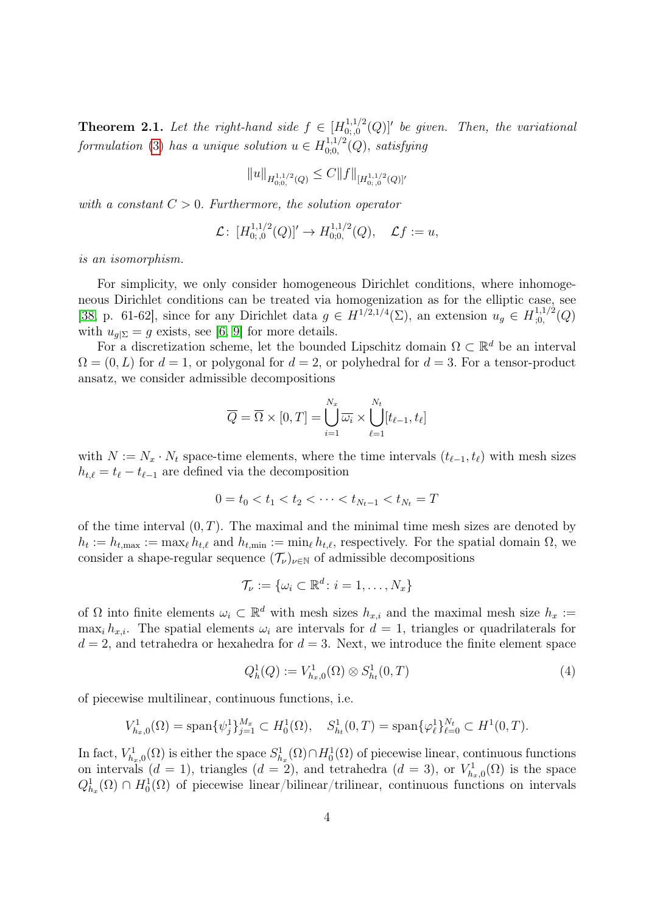**Theorem 2.1.** *Let the right-hand side $f \in [H^{1,1/2}_{0;,0}(Q)]'$ be given. Then, the variational formulation (3) has a unique solution $u \in H^{1,1/2}_{0;0,}(Q)$, satisfying*

$$\|u\|_{H^{1,1/2}_{0;0,}(Q)} \leq C \|f\|_{[H^{1,1/2}_{0;,0}(Q)]'}$$

*with a constant $C > 0$. Furthermore, the solution operator*

$$\mathcal{L} \colon [H^{1,1/2}_{0;,0}(Q)]' \to H^{1,1/2}_{0;0,}(Q), \quad \mathcal{L}f := u,$$

*is an isomorphism.*

For simplicity, we only consider homogeneous Dirichlet conditions, where inhomogeneous Dirichlet conditions can be treated via homogenization as for the elliptic case, see [38, p. 61-62], since for any Dirichlet data $g \in H^{1/2,1/4}(\Sigma)$, an extension $u_g \in H^{1,1/2}_{;0,}(Q)$ with $u_{g|\Sigma} = g$ exists, see [6, 9] for more details.

For a discretization scheme, let the bounded Lipschitz domain $\Omega \subset \mathbb{R}^d$ be an interval $\Omega = (0, L)$ for $d = 1$, or polygonal for $d = 2$, or polyhedral for $d = 3$. For a tensor-product ansatz, we consider admissible decompositions

$$\overline{Q} = \overline{\Omega} \times [0, T] = \bigcup_{i=1}^{N_x} \overline{\omega_i} \times \bigcup_{\ell=1}^{N_t} [t_{\ell-1}, t_\ell]$$

with $N := N_x \cdot N_t$ space-time elements, where the time intervals $(t_{\ell-1}, t_\ell)$ with mesh sizes $h_{t,\ell} = t_\ell - t_{\ell-1}$ are defined via the decomposition

$$0 = t_0 < t_1 < t_2 < \cdots < t_{N_t - 1} < t_{N_t} = T$$

of the time interval $(0, T)$. The maximal and the minimal time mesh sizes are denoted by $h_t := h_{t,\max} := \max_\ell h_{t,\ell}$ and $h_{t,\min} := \min_\ell h_{t,\ell}$, respectively. For the spatial domain $\Omega$, we consider a shape-regular sequence $(\mathcal{T}_\nu)_{\nu \in \mathbb{N}}$ of admissible decompositions

$$\mathcal{T}_\nu := \{\omega_i \subset \mathbb{R}^d \colon i = 1, \ldots, N_x\}$$

of $\Omega$ into finite elements $\omega_i \subset \mathbb{R}^d$ with mesh sizes $h_{x,i}$ and the maximal mesh size $h_x := \max_i h_{x,i}$. The spatial elements $\omega_i$ are intervals for $d = 1$, triangles or quadrilaterals for $d = 2$, and tetrahedra or hexahedra for $d = 3$. Next, we introduce the finite element space

$$Q_h^1(Q) := V^1_{h_x,0}(\Omega) \otimes S^1_{h_t}(0, T) \tag{4}$$

of piecewise multilinear, continuous functions, i.e.

$$V^1_{h_x,0}(\Omega) = \operatorname{span}\{\psi^1_j\}_{j=1}^{M_x} \subset H^1_0(\Omega), \quad S^1_{h_t}(0, T) = \operatorname{span}\{\varphi^1_\ell\}_{\ell=0}^{N_t} \subset H^1(0, T).$$

In fact, $V^1_{h_x,0}(\Omega)$ is either the space $S^1_{h_x}(\Omega) \cap H^1_0(\Omega)$ of piecewise linear, continuous functions on intervals ($d = 1$), triangles ($d = 2$), and tetrahedra ($d = 3$), or $V^1_{h_x,0}(\Omega)$ is the space $Q^1_{h_x}(\Omega) \cap H^1_0(\Omega)$ of piecewise linear/bilinear/trilinear, continuous functions on intervals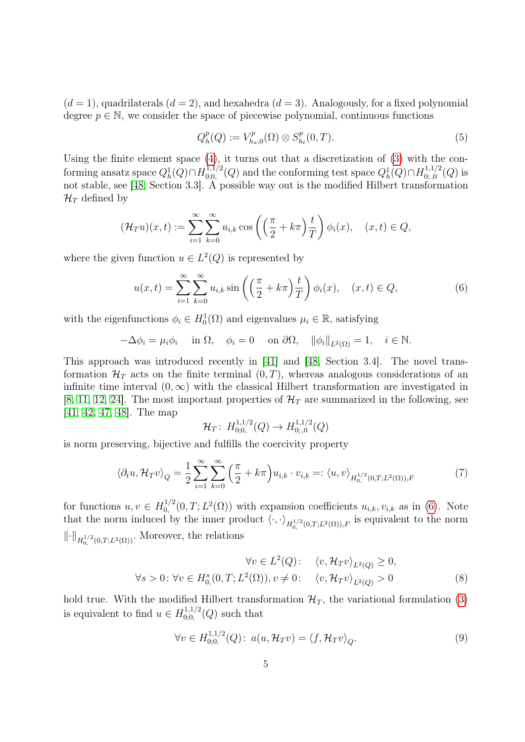($d = 1$), quadrilaterals ($d = 2$), and hexahedra ($d = 3$). Analogously, for a fixed polynomial degree $p \in \mathbb{N}$, we consider the space of piecewise polynomial, continuous functions

$$Q_h^p(Q) := V_{h_x,0}^p(\Omega) \otimes S_{h_t}^p(0,T). \tag{5}$$

Using the finite element space (4), it turns out that a discretization of (3) with the conforming ansatz space $Q_h^1(Q) \cap H_{0;0,}^{1,1/2}(Q)$ and the conforming test space $Q_h^1(Q) \cap H_{0;,0}^{1,1/2}(Q)$ is not stable, see [48, Section 3.3]. A possible way out is the modified Hilbert transformation $\mathcal{H}_T$ defined by

$$(\mathcal{H}_T u)(x,t) := \sum_{i=1}^{\infty} \sum_{k=0}^{\infty} u_{i,k} \cos\left( \left( \frac{\pi}{2} + k\pi \right) \frac{t}{T} \right) \phi_i(x), \quad (x,t) \in Q,$$

where the given function $u \in L^2(Q)$ is represented by

$$u(x,t) = \sum_{i=1}^{\infty} \sum_{k=0}^{\infty} u_{i,k} \sin\left( \left( \frac{\pi}{2} + k\pi \right) \frac{t}{T} \right) \phi_i(x), \quad (x,t) \in Q, \tag{6}$$

with the eigenfunctions $\phi_i \in H_0^1(\Omega)$ and eigenvalues $\mu_i \in \mathbb{R}$, satisfying

$$-\Delta \phi_i = \mu_i \phi_i \quad \text{in } \Omega, \quad \phi_i = 0 \quad \text{on } \partial\Omega, \quad \|\phi_i\|_{L^2(\Omega)} = 1, \quad i \in \mathbb{N}.$$

This approach was introduced recently in [41] and [48, Section 3.4]. The novel transformation $\mathcal{H}_T$ acts on the finite terminal $(0,T)$, whereas analogous considerations of an infinite time interval $(0,\infty)$ with the classical Hilbert transformation are investigated in [8, 11, 12, 24]. The most important properties of $\mathcal{H}_T$ are summarized in the following, see [41, 42, 47, 48]. The map

$$\mathcal{H}_T \colon H_{0;0,}^{1,1/2}(Q) \to H_{0;,0}^{1,1/2}(Q)$$

is norm preserving, bijective and fulfills the coercivity property

$$\langle \partial_t u, \mathcal{H}_T v \rangle_Q = \frac{1}{2} \sum_{i=1}^{\infty} \sum_{k=0}^{\infty} \left( \frac{\pi}{2} + k\pi \right) u_{i,k} \cdot v_{i,k} =: \langle u, v \rangle_{H_{0,}^{1/2}(0,T;L^2(\Omega)),F} \tag{7}$$

for functions $u, v \in H_{0,}^{1/2}(0,T;L^2(\Omega))$ with expansion coefficients $u_{i,k}, v_{i,k}$ as in (6). Note that the norm induced by the inner product $\langle \cdot, \cdot \rangle_{H_{0,}^{1/2}(0,T;L^2(\Omega)),F}$ is equivalent to the norm $\|\cdot\|_{H_{0,}^{1/2}(0,T;L^2(\Omega))}$. Moreover, the relations

$$\begin{aligned} \forall v \in L^2(Q) \colon \quad & \langle v, \mathcal{H}_T v \rangle_{L^2(Q)} \geq 0, \\ \forall s > 0 \colon \forall v \in H_{0,}^s(0,T;L^2(\Omega)), v \neq 0 \colon \quad & \langle v, \mathcal{H}_T v \rangle_{L^2(Q)} > 0 \end{aligned} \tag{8}$$

hold true. With the modified Hilbert transformation $\mathcal{H}_T$, the variational formulation (3) is equivalent to find $u \in H_{0;0,}^{1,1/2}(Q)$ such that

$$\forall v \in H_{0;0,}^{1,1/2}(Q) \colon \; a(u, \mathcal{H}_T v) = \langle f, \mathcal{H}_T v \rangle_Q. \tag{9}$$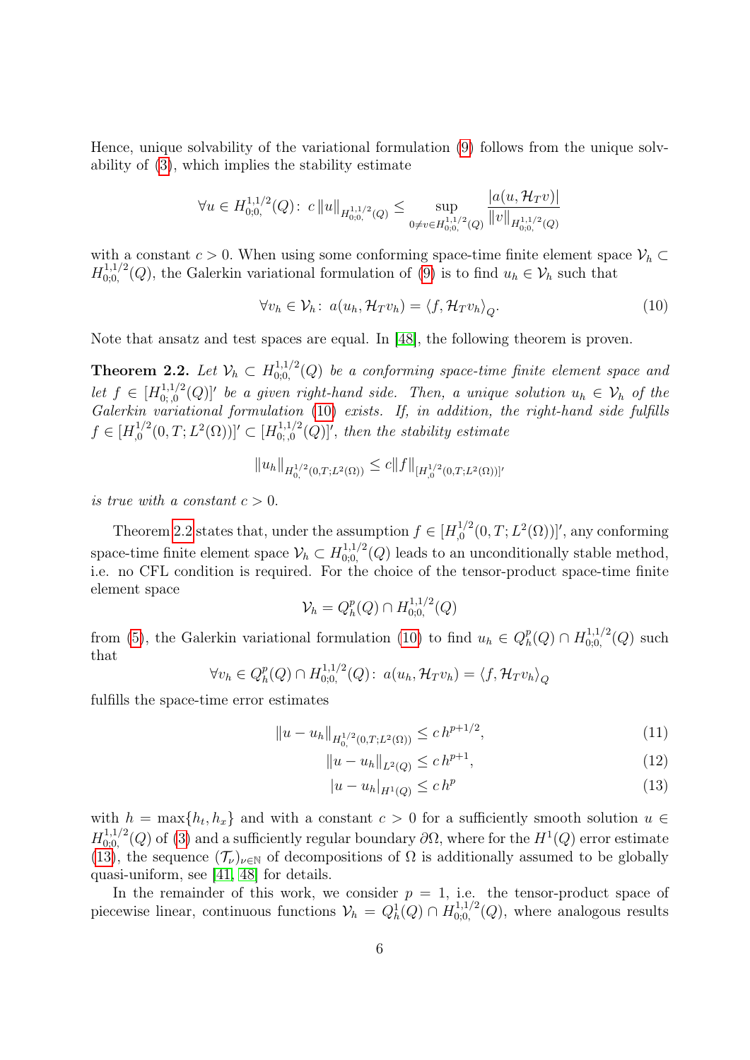Hence, unique solvability of the variational formulation (9) follows from the unique solvability of (3), which implies the stability estimate

$$\forall u \in H^{1,1/2}_{0;0,}(Q) \colon\; c\,\|u\|_{H^{1,1/2}_{0;0,}(Q)} \leq \sup_{0 \neq v \in H^{1,1/2}_{0;0,}(Q)} \frac{|a(u, \mathcal{H}_T v)|}{\|v\|_{H^{1,1/2}_{0;0,}(Q)}}$$

with a constant $c > 0$. When using some conforming space-time finite element space $\mathcal{V}_h \subset H^{1,1/2}_{0;0,}(Q)$, the Galerkin variational formulation of (9) is to find $u_h \in \mathcal{V}_h$ such that

$$\forall v_h \in \mathcal{V}_h \colon\; a(u_h, \mathcal{H}_T v_h) = \langle f, \mathcal{H}_T v_h \rangle_Q. \tag{10}$$

Note that ansatz and test spaces are equal. In [48], the following theorem is proven.

**Theorem 2.2.** *Let $\mathcal{V}_h \subset H^{1,1/2}_{0;0,}(Q)$ be a conforming space-time finite element space and let $f \in [H^{1,1/2}_{0;,0}(Q)]'$ be a given right-hand side. Then, a unique solution $u_h \in \mathcal{V}_h$ of the Galerkin variational formulation (10) exists. If, in addition, the right-hand side fulfills $f \in [H^{1/2}_{,0}(0,T;L^2(\Omega))]' \subset [H^{1,1/2}_{0;,0}(Q)]'$, then the stability estimate*

$$\|u_h\|_{H^{1/2}_{0,}(0,T;L^2(\Omega))} \leq c \|f\|_{[H^{1/2}_{,0}(0,T;L^2(\Omega))]'}$$

*is true with a constant $c > 0$.*

Theorem 2.2 states that, under the assumption $f \in [H^{1/2}_{,0}(0,T;L^2(\Omega))]'$, any conforming space-time finite element space $\mathcal{V}_h \subset H^{1,1/2}_{0;0,}(Q)$ leads to an unconditionally stable method, i.e. no CFL condition is required. For the choice of the tensor-product space-time finite element space

$$\mathcal{V}_h = Q^p_h(Q) \cap H^{1,1/2}_{0;0,}(Q)$$

from (5), the Galerkin variational formulation (10) to find $u_h \in Q^p_h(Q) \cap H^{1,1/2}_{0;0,}(Q)$ such that

$$\forall v_h \in Q^p_h(Q) \cap H^{1,1/2}_{0;0,}(Q) \colon\; a(u_h, \mathcal{H}_T v_h) = \langle f, \mathcal{H}_T v_h \rangle_Q$$

fulfills the space-time error estimates

$$\|u - u_h\|_{H^{1/2}_{0,}(0,T;L^2(\Omega))} \leq c\, h^{p+1/2}, \tag{11}$$

$$\|u - u_h\|_{L^2(Q)} \leq c\, h^{p+1}, \tag{12}$$

$$|u - u_h|_{H^1(Q)} \leq c\, h^{p} \tag{13}$$

with $h = \max\{h_t, h_x\}$ and with a constant $c > 0$ for a sufficiently smooth solution $u \in H^{1,1/2}_{0;0,}(Q)$ of (3) and a sufficiently regular boundary $\partial\Omega$, where for the $H^1(Q)$ error estimate (13), the sequence $(\mathcal{T}_\nu)_{\nu \in \mathbb{N}}$ of decompositions of $\Omega$ is additionally assumed to be globally quasi-uniform, see [41, 48] for details.

In the remainder of this work, we consider $p = 1$, i.e. the tensor-product space of piecewise linear, continuous functions $\mathcal{V}_h = Q^1_h(Q) \cap H^{1,1/2}_{0;0,}(Q)$, where analogous results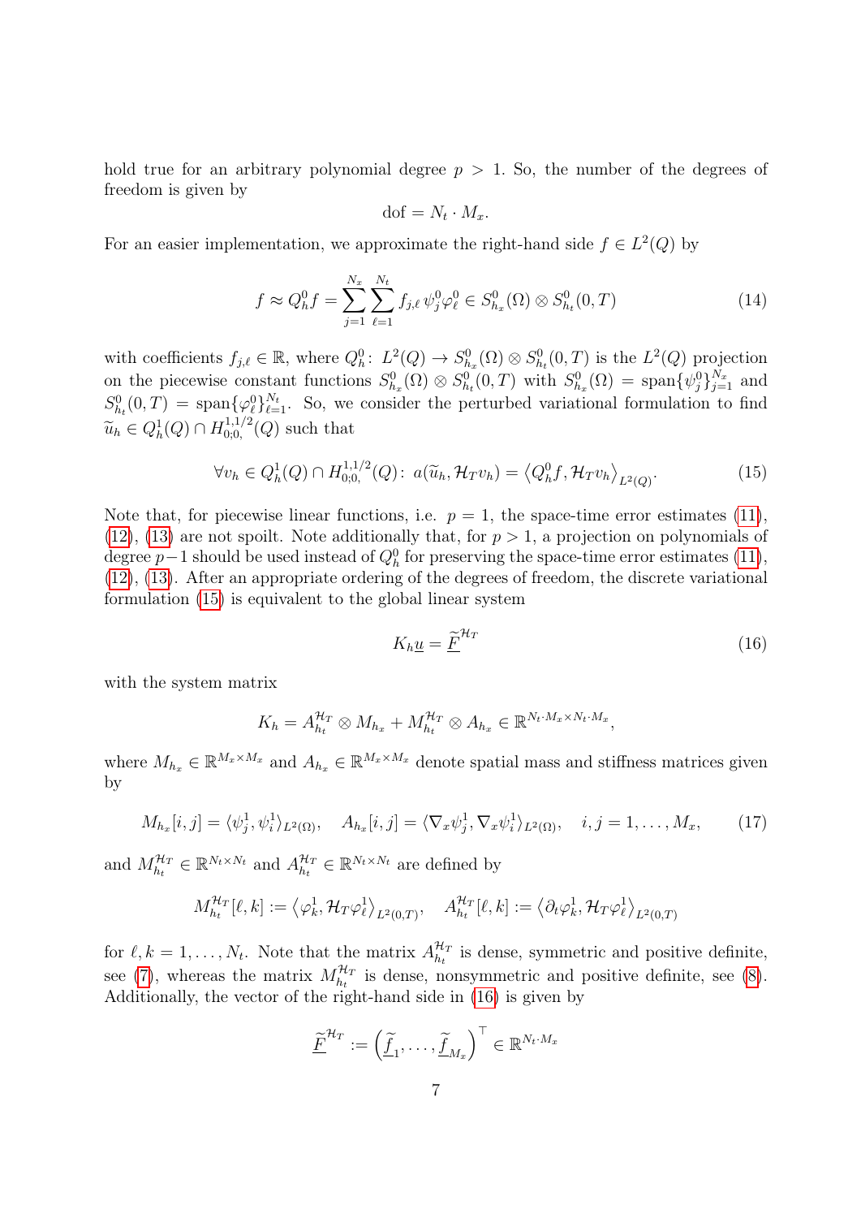hold true for an arbitrary polynomial degree $p > 1$. So, the number of the degrees of freedom is given by

$$\mathrm{dof} = N_t \cdot M_x.$$

For an easier implementation, we approximate the right-hand side $f \in L^2(Q)$ by

$$f \approx Q_h^0 f = \sum_{j=1}^{N_x} \sum_{\ell=1}^{N_t} f_{j,\ell}\, \psi_j^0 \varphi_\ell^0 \in S_{h_x}^0(\Omega) \otimes S_{h_t}^0(0,T) \tag{14}$$

with coefficients $f_{j,\ell} \in \mathbb{R}$, where $Q_h^0 \colon L^2(Q) \to S_{h_x}^0(\Omega) \otimes S_{h_t}^0(0,T)$ is the $L^2(Q)$ projection on the piecewise constant functions $S_{h_x}^0(\Omega) \otimes S_{h_t}^0(0,T)$ with $S_{h_x}^0(\Omega) = \mathrm{span}\{\psi_j^0\}_{j=1}^{N_x}$ and $S_{h_t}^0(0,T) = \mathrm{span}\{\varphi_\ell^0\}_{\ell=1}^{N_t}$. So, we consider the perturbed variational formulation to find $\widetilde{u}_h \in Q_h^1(Q) \cap H_{0;0,}^{1,1/2}(Q)$ such that

$$\forall v_h \in Q_h^1(Q) \cap H_{0;0,}^{1,1/2}(Q) \colon\ a(\widetilde{u}_h, \mathcal{H}_T v_h) = \left\langle Q_h^0 f, \mathcal{H}_T v_h \right\rangle_{L^2(Q)}. \tag{15}$$

Note that, for piecewise linear functions, i.e. $p = 1$, the space-time error estimates (11), (12), (13) are not spoilt. Note additionally that, for $p > 1$, a projection on polynomials of degree $p-1$ should be used instead of $Q_h^0$ for preserving the space-time error estimates (11), (12), (13). After an appropriate ordering of the degrees of freedom, the discrete variational formulation (15) is equivalent to the global linear system

$$K_h \underline{u} = \underline{\widetilde{F}}^{\mathcal{H}_T} \tag{16}$$

with the system matrix

$$K_h = A_{h_t}^{\mathcal{H}_T} \otimes M_{h_x} + M_{h_t}^{\mathcal{H}_T} \otimes A_{h_x} \in \mathbb{R}^{N_t \cdot M_x \times N_t \cdot M_x},$$

where $M_{h_x} \in \mathbb{R}^{M_x \times M_x}$ and $A_{h_x} \in \mathbb{R}^{M_x \times M_x}$ denote spatial mass and stiffness matrices given by

$$M_{h_x}[i,j] = \langle \psi_j^1, \psi_i^1 \rangle_{L^2(\Omega)}, \quad A_{h_x}[i,j] = \langle \nabla_x \psi_j^1, \nabla_x \psi_i^1 \rangle_{L^2(\Omega)}, \quad i,j = 1, \ldots, M_x, \tag{17}$$

and $M_{h_t}^{\mathcal{H}_T} \in \mathbb{R}^{N_t \times N_t}$ and $A_{h_t}^{\mathcal{H}_T} \in \mathbb{R}^{N_t \times N_t}$ are defined by

$$M_{h_t}^{\mathcal{H}_T}[\ell,k] := \left\langle \varphi_k^1, \mathcal{H}_T \varphi_\ell^1 \right\rangle_{L^2(0,T)}, \quad A_{h_t}^{\mathcal{H}_T}[\ell,k] := \left\langle \partial_t \varphi_k^1, \mathcal{H}_T \varphi_\ell^1 \right\rangle_{L^2(0,T)}$$

for $\ell, k = 1, \ldots, N_t$. Note that the matrix $A_{h_t}^{\mathcal{H}_T}$ is dense, symmetric and positive definite, see (7), whereas the matrix $M_{h_t}^{\mathcal{H}_T}$ is dense, nonsymmetric and positive definite, see (8). Additionally, the vector of the right-hand side in (16) is given by

$$\underline{\widetilde{F}}^{\mathcal{H}_T} := \left( \underline{\widetilde{f}}_1, \ldots, \underline{\widetilde{f}}_{M_x} \right)^\top \in \mathbb{R}^{N_t \cdot M_x}$$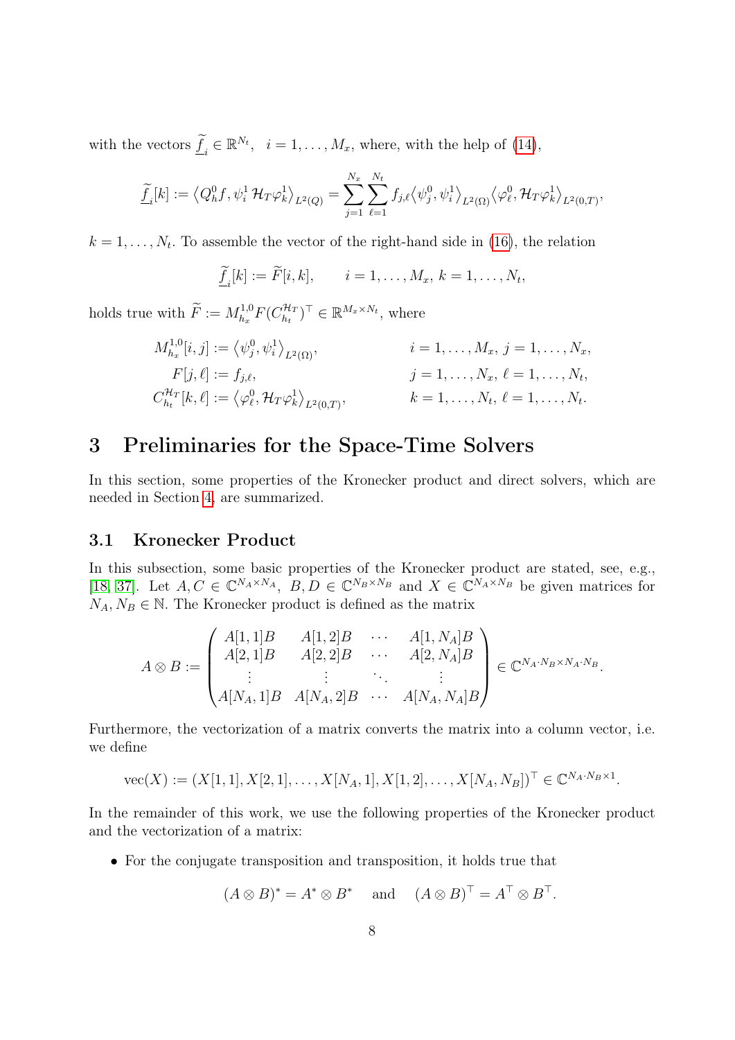with the vectors $\underline{\widetilde{f}}_i \in \mathbb{R}^{N_t}$, $i = 1, \dots, M_x$, where, with the help of (14),

$$\underline{\widetilde{f}}_i[k] := \left\langle Q_h^0 f, \psi_i^1 \, \mathcal{H}_T \varphi_k^1 \right\rangle_{L^2(Q)} = \sum_{j=1}^{N_x} \sum_{\ell=1}^{N_t} f_{j,\ell} \left\langle \psi_j^0, \psi_i^1 \right\rangle_{L^2(\Omega)} \left\langle \varphi_\ell^0, \mathcal{H}_T \varphi_k^1 \right\rangle_{L^2(0,T)},$$

$k = 1, \dots, N_t$. To assemble the vector of the right-hand side in (16), the relation

$$\underline{\widetilde{f}}_i[k] := \widetilde{F}[i,k], \qquad i = 1, \dots, M_x, \, k = 1, \dots, N_t,$$

holds true with $\widetilde{F} := M_{h_x}^{1,0} F (C_{h_t}^{\mathcal{H}_T})^\top \in \mathbb{R}^{M_x \times N_t}$, where

$$\begin{aligned}
M_{h_x}^{1,0}[i,j] &:= \left\langle \psi_j^0, \psi_i^1 \right\rangle_{L^2(\Omega)}, & i &= 1, \dots, M_x, \, j = 1, \dots, N_x, \\
F[j,\ell] &:= f_{j,\ell}, & j &= 1, \dots, N_x, \, \ell = 1, \dots, N_t, \\
C_{h_t}^{\mathcal{H}_T}[k,\ell] &:= \left\langle \varphi_\ell^0, \mathcal{H}_T \varphi_k^1 \right\rangle_{L^2(0,T)}, & k &= 1, \dots, N_t, \, \ell = 1, \dots, N_t.
\end{aligned}$$

# 3 Preliminaries for the Space-Time Solvers

In this section, some properties of the Kronecker product and direct solvers, which are needed in Section 4, are summarized.

## 3.1 Kronecker Product

In this subsection, some basic properties of the Kronecker product are stated, see, e.g., [18, 37]. Let $A, C \in \mathbb{C}^{N_A \times N_A}$, $B, D \in \mathbb{C}^{N_B \times N_B}$ and $X \in \mathbb{C}^{N_A \times N_B}$ be given matrices for $N_A, N_B \in \mathbb{N}$. The Kronecker product is defined as the matrix

$$A \otimes B := \begin{pmatrix} A[1,1]B & A[1,2]B & \cdots & A[1,N_A]B \\ A[2,1]B & A[2,2]B & \cdots & A[2,N_A]B \\ \vdots & \vdots & \ddots & \vdots \\ A[N_A,1]B & A[N_A,2]B & \cdots & A[N_A,N_A]B \end{pmatrix} \in \mathbb{C}^{N_A \cdot N_B \times N_A \cdot N_B}.$$

Furthermore, the vectorization of a matrix converts the matrix into a column vector, i.e. we define

$$\mathrm{vec}(X) := (X[1,1], X[2,1], \dots, X[N_A,1], X[1,2], \dots, X[N_A,N_B])^\top \in \mathbb{C}^{N_A \cdot N_B \times 1}.$$

In the remainder of this work, we use the following properties of the Kronecker product and the vectorization of a matrix:

- For the conjugate transposition and transposition, it holds true that

$$(A \otimes B)^* = A^* \otimes B^* \quad \text{and} \quad (A \otimes B)^\top = A^\top \otimes B^\top.$$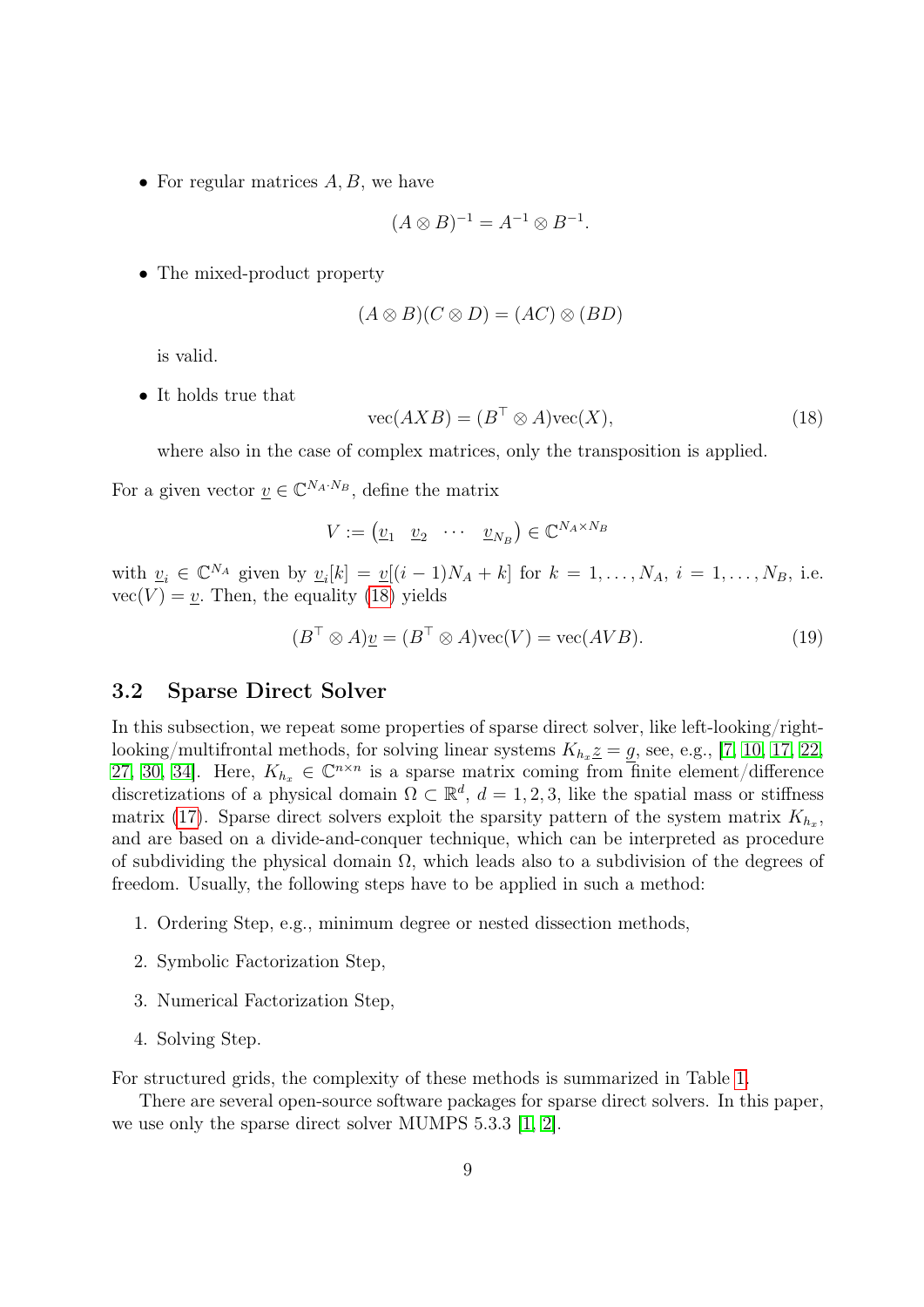- For regular matrices $A, B$, we have

$$(A \otimes B)^{-1} = A^{-1} \otimes B^{-1}.$$

- The mixed-product property

$$(A \otimes B)(C \otimes D) = (AC) \otimes (BD)$$

  is valid.

- It holds true that

$$\operatorname{vec}(AXB) = (B^\top \otimes A)\operatorname{vec}(X), \tag{18}$$

  where also in the case of complex matrices, only the transposition is applied.

For a given vector $\underline{v} \in \mathbb{C}^{N_A \cdot N_B}$, define the matrix

$$V := \begin{pmatrix} \underline{v}_1 & \underline{v}_2 & \cdots & \underline{v}_{N_B} \end{pmatrix} \in \mathbb{C}^{N_A \times N_B}$$

with $\underline{v}_i \in \mathbb{C}^{N_A}$ given by $\underline{v}_i[k] = \underline{v}[(i-1)N_A + k]$ for $k = 1, \ldots, N_A$, $i = 1, \ldots, N_B$, i.e. $\operatorname{vec}(V) = \underline{v}$. Then, the equality (18) yields

$$(B^\top \otimes A)\underline{v} = (B^\top \otimes A)\operatorname{vec}(V) = \operatorname{vec}(AVB). \tag{19}$$

### 3.2 Sparse Direct Solver

In this subsection, we repeat some properties of sparse direct solver, like left-looking/right-looking/multifrontal methods, for solving linear systems $K_{h_x}\underline{z} = \underline{g}$, see, e.g., [7, 10, 17, 22, 27, 30, 34]. Here, $K_{h_x} \in \mathbb{C}^{n \times n}$ is a sparse matrix coming from finite element/difference discretizations of a physical domain $\Omega \subset \mathbb{R}^d$, $d = 1, 2, 3$, like the spatial mass or stiffness matrix (17). Sparse direct solvers exploit the sparsity pattern of the system matrix $K_{h_x}$, and are based on a divide-and-conquer technique, which can be interpreted as procedure of subdividing the physical domain $\Omega$, which leads also to a subdivision of the degrees of freedom. Usually, the following steps have to be applied in such a method:

1. Ordering Step, e.g., minimum degree or nested dissection methods,
2. Symbolic Factorization Step,
3. Numerical Factorization Step,
4. Solving Step.

For structured grids, the complexity of these methods is summarized in Table 1.

There are several open-source software packages for sparse direct solvers. In this paper, we use only the sparse direct solver MUMPS 5.3.3 [1, 2].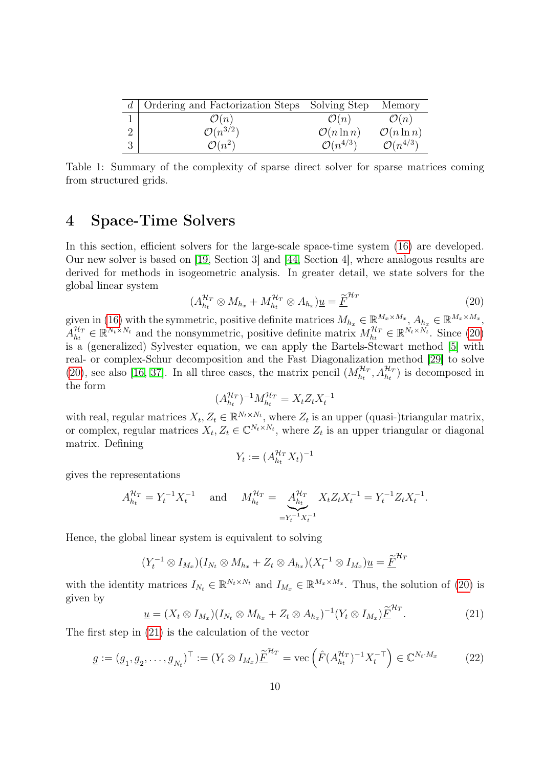| $d$ | Ordering and Factorization Steps | Solving Step | Memory |
|---|---|---|---|
| 1 | $\mathcal{O}(n)$ | $\mathcal{O}(n)$ | $\mathcal{O}(n)$ |
| 2 | $\mathcal{O}(n^{3/2})$ | $\mathcal{O}(n \ln n)$ | $\mathcal{O}(n \ln n)$ |
| 3 | $\mathcal{O}(n^2)$ | $\mathcal{O}(n^{4/3})$ | $\mathcal{O}(n^{4/3})$ |

Table 1: Summary of the complexity of sparse direct solver for sparse matrices coming from structured grids.

# 4 Space-Time Solvers

In this section, efficient solvers for the large-scale space-time system (16) are developed. Our new solver is based on [19, Section 3] and [44, Section 4], where analogous results are derived for methods in isogeometric analysis. In greater detail, we state solvers for the global linear system

$$(A_{h_t}^{\mathcal{H}_T} \otimes M_{h_x} + M_{h_t}^{\mathcal{H}_T} \otimes A_{h_x})\underline{u} = \underline{\widetilde{F}}^{\mathcal{H}_T} \tag{20}$$

given in (16) with the symmetric, positive definite matrices $M_{h_x} \in \mathbb{R}^{M_x \times M_x}$, $A_{h_x} \in \mathbb{R}^{M_x \times M_x}$, $A_{h_t}^{\mathcal{H}_T} \in \mathbb{R}^{N_t \times N_t}$ and the nonsymmetric, positive definite matrix $M_{h_t}^{\mathcal{H}_T} \in \mathbb{R}^{N_t \times N_t}$. Since (20) is a (generalized) Sylvester equation, we can apply the Bartels-Stewart method [5] with real- or complex-Schur decomposition and the Fast Diagonalization method [29] to solve (20), see also [16, 37]. In all three cases, the matrix pencil $(M_{h_t}^{\mathcal{H}_T}, A_{h_t}^{\mathcal{H}_T})$ is decomposed in the form

$$(A_{h_t}^{\mathcal{H}_T})^{-1} M_{h_t}^{\mathcal{H}_T} = X_t Z_t X_t^{-1}$$

with real, regular matrices $X_t, Z_t \in \mathbb{R}^{N_t \times N_t}$, where $Z_t$ is an upper (quasi-)triangular matrix, or complex, regular matrices $X_t, Z_t \in \mathbb{C}^{N_t \times N_t}$, where $Z_t$ is an upper triangular or diagonal matrix. Defining

$$Y_t := (A_{h_t}^{\mathcal{H}_T} X_t)^{-1}$$

gives the representations

$$A_{h_t}^{\mathcal{H}_T} = Y_t^{-1} X_t^{-1} \quad \text{and} \quad M_{h_t}^{\mathcal{H}_T} = \underbrace{A_{h_t}^{\mathcal{H}_T}}_{=Y_t^{-1}X_t^{-1}} X_t Z_t X_t^{-1} = Y_t^{-1} Z_t X_t^{-1}.$$

Hence, the global linear system is equivalent to solving

$$(Y_t^{-1} \otimes I_{M_x})(I_{N_t} \otimes M_{h_x} + Z_t \otimes A_{h_x})(X_t^{-1} \otimes I_{M_x})\underline{u} = \underline{\widetilde{F}}^{\mathcal{H}_T}$$

with the identity matrices $I_{N_t} \in \mathbb{R}^{N_t \times N_t}$ and $I_{M_x} \in \mathbb{R}^{M_x \times M_x}$. Thus, the solution of (20) is given by

$$\underline{u} = (X_t \otimes I_{M_x})(I_{N_t} \otimes M_{h_x} + Z_t \otimes A_{h_x})^{-1}(Y_t \otimes I_{M_x})\underline{\widetilde{F}}^{\mathcal{H}_T}. \tag{21}$$

The first step in (21) is the calculation of the vector

$$\underline{g} := (\underline{g}_1, \underline{g}_2, \ldots, \underline{g}_{N_t})^\top := (Y_t \otimes I_{M_x})\underline{\widetilde{F}}^{\mathcal{H}_T} = \operatorname{vec}\left(\hat{F}(A_{h_t}^{\mathcal{H}_T})^{-1} X_t^{-\top}\right) \in \mathbb{C}^{N_t \cdot M_x} \tag{22}$$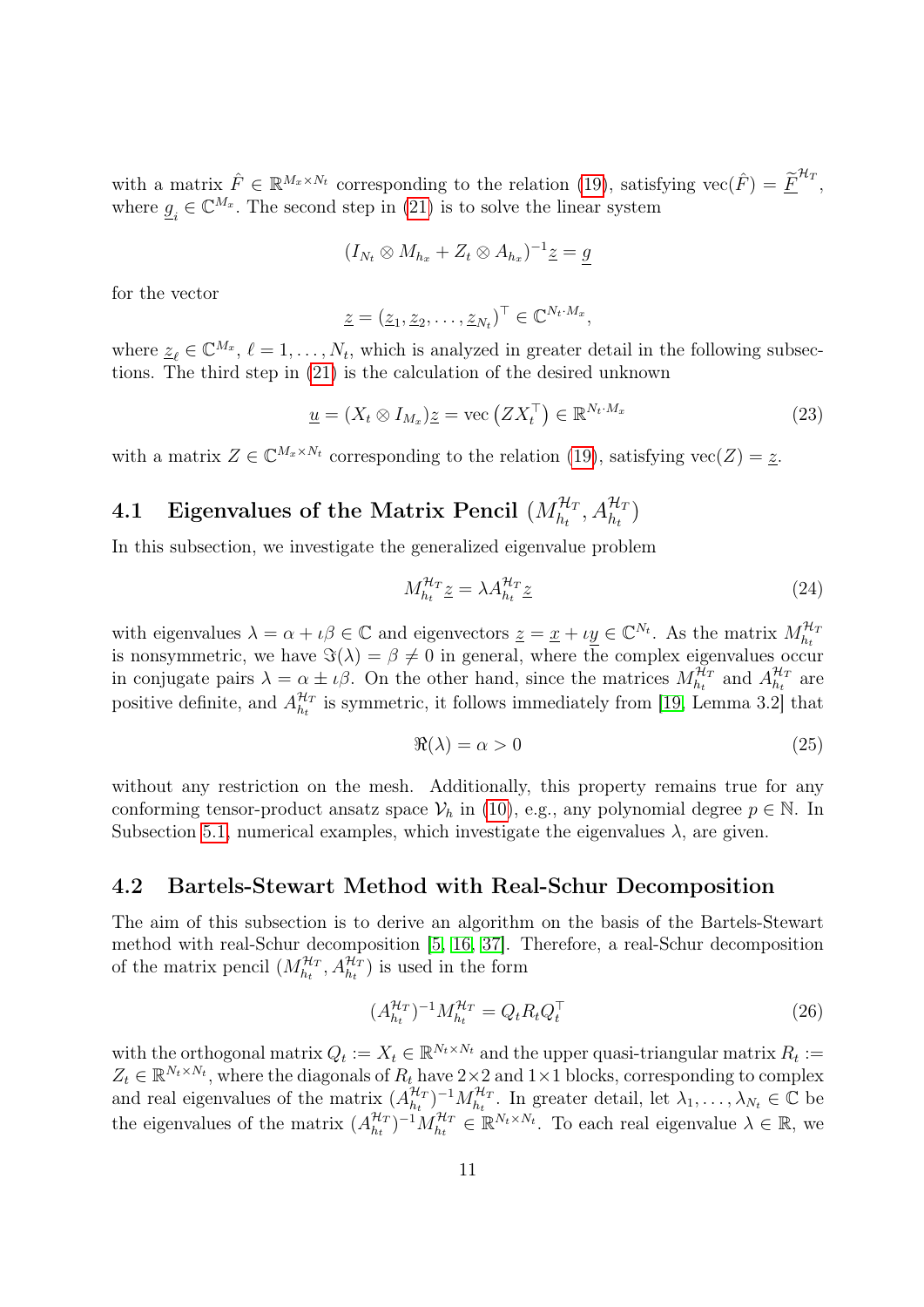with a matrix $\hat{F} \in \mathbb{R}^{M_x \times N_t}$ corresponding to the relation (19), satisfying $\text{vec}(\hat{F}) = \underline{\widetilde{F}}^{\mathcal{H}_T}$, where $\underline{g}_i \in \mathbb{C}^{M_x}$. The second step in (21) is to solve the linear system

$$(I_{N_t} \otimes M_{h_x} + Z_t \otimes A_{h_x})^{-1} \underline{z} = \underline{g}$$

for the vector

$$\underline{z} = (\underline{z}_1, \underline{z}_2, \ldots, \underline{z}_{N_t})^\top \in \mathbb{C}^{N_t \cdot M_x},$$

where $\underline{z}_\ell \in \mathbb{C}^{M_x}$, $\ell = 1, \ldots, N_t$, which is analyzed in greater detail in the following subsections. The third step in (21) is the calculation of the desired unknown

$$\underline{u} = (X_t \otimes I_{M_x}) \underline{z} = \text{vec}\left(Z X_t^\top\right) \in \mathbb{R}^{N_t \cdot M_x} \tag{23}$$

with a matrix $Z \in \mathbb{C}^{M_x \times N_t}$ corresponding to the relation (19), satisfying $\text{vec}(Z) = \underline{z}$.

## 4.1 Eigenvalues of the Matrix Pencil $(M_{h_t}^{\mathcal{H}_T}, A_{h_t}^{\mathcal{H}_T})$

In this subsection, we investigate the generalized eigenvalue problem

$$M_{h_t}^{\mathcal{H}_T} \underline{z} = \lambda A_{h_t}^{\mathcal{H}_T} \underline{z} \tag{24}$$

with eigenvalues $\lambda = \alpha + \imath\beta \in \mathbb{C}$ and eigenvectors $\underline{z} = \underline{x} + \imath\underline{y} \in \mathbb{C}^{N_t}$. As the matrix $M_{h_t}^{\mathcal{H}_T}$ is nonsymmetric, we have $\Im(\lambda) = \beta \neq 0$ in general, where the complex eigenvalues occur in conjugate pairs $\lambda = \alpha \pm \imath\beta$. On the other hand, since the matrices $M_{h_t}^{\mathcal{H}_T}$ and $A_{h_t}^{\mathcal{H}_T}$ are positive definite, and $A_{h_t}^{\mathcal{H}_T}$ is symmetric, it follows immediately from [19, Lemma 3.2] that

$$\Re(\lambda) = \alpha > 0 \tag{25}$$

without any restriction on the mesh. Additionally, this property remains true for any conforming tensor-product ansatz space $\mathcal{V}_h$ in (10), e.g., any polynomial degree $p \in \mathbb{N}$. In Subsection 5.1, numerical examples, which investigate the eigenvalues $\lambda$, are given.

## 4.2 Bartels-Stewart Method with Real-Schur Decomposition

The aim of this subsection is to derive an algorithm on the basis of the Bartels-Stewart method with real-Schur decomposition [5, 16, 37]. Therefore, a real-Schur decomposition of the matrix pencil $(M_{h_t}^{\mathcal{H}_T}, A_{h_t}^{\mathcal{H}_T})$ is used in the form

$$(A_{h_t}^{\mathcal{H}_T})^{-1} M_{h_t}^{\mathcal{H}_T} = Q_t R_t Q_t^\top \tag{26}$$

with the orthogonal matrix $Q_t := X_t \in \mathbb{R}^{N_t \times N_t}$ and the upper quasi-triangular matrix $R_t := Z_t \in \mathbb{R}^{N_t \times N_t}$, where the diagonals of $R_t$ have $2\times 2$ and $1\times 1$ blocks, corresponding to complex and real eigenvalues of the matrix $(A_{h_t}^{\mathcal{H}_T})^{-1} M_{h_t}^{\mathcal{H}_T}$. In greater detail, let $\lambda_1, \ldots, \lambda_{N_t} \in \mathbb{C}$ be the eigenvalues of the matrix $(A_{h_t}^{\mathcal{H}_T})^{-1} M_{h_t}^{\mathcal{H}_T} \in \mathbb{R}^{N_t \times N_t}$. To each real eigenvalue $\lambda \in \mathbb{R}$, we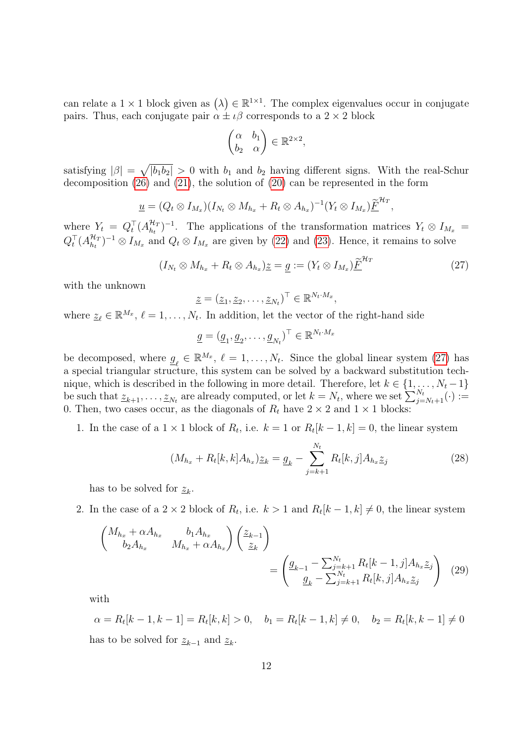can relate a $1 \times 1$ block given as $(\lambda) \in \mathbb{R}^{1\times 1}$. The complex eigenvalues occur in conjugate pairs. Thus, each conjugate pair $\alpha \pm \iota\beta$ corresponds to a $2 \times 2$ block

$$\begin{pmatrix} \alpha & b_1 \\ b_2 & \alpha \end{pmatrix} \in \mathbb{R}^{2\times 2},$$

satisfying $|\beta| = \sqrt{|b_1 b_2|} > 0$ with $b_1$ and $b_2$ having different signs. With the real-Schur decomposition (26) and (21), the solution of (20) can be represented in the form

$$\underline{u} = (Q_t \otimes I_{M_x})(I_{N_t} \otimes M_{h_x} + R_t \otimes A_{h_x})^{-1}(Y_t \otimes I_{M_x})\underline{\widetilde{F}}^{\mathcal{H}_T},$$

where $Y_t = Q_t^\top (A_{h_t}^{\mathcal{H}_T})^{-1}$. The applications of the transformation matrices $Y_t \otimes I_{M_x} = Q_t^\top (A_{h_t}^{\mathcal{H}_T})^{-1} \otimes I_{M_x}$ and $Q_t \otimes I_{M_x}$ are given by (22) and (23). Hence, it remains to solve

$$(I_{N_t} \otimes M_{h_x} + R_t \otimes A_{h_x})\underline{z} = \underline{g} := (Y_t \otimes I_{M_x})\underline{\widetilde{F}}^{\mathcal{H}_T} \tag{27}$$

with the unknown

$$\underline{z} = (\underline{z}_1, \underline{z}_2, \dots, \underline{z}_{N_t})^\top \in \mathbb{R}^{N_t \cdot M_x},$$

where $\underline{z}_\ell \in \mathbb{R}^{M_x}$, $\ell = 1, \dots, N_t$. In addition, let the vector of the right-hand side

$$\underline{g} = (\underline{g}_1, \underline{g}_2, \dots, \underline{g}_{N_t})^\top \in \mathbb{R}^{N_t \cdot M_x}$$

be decomposed, where $\underline{g}_\ell \in \mathbb{R}^{M_x}$, $\ell = 1, \dots, N_t$. Since the global linear system (27) has a special triangular structure, this system can be solved by a backward substitution technique, which is described in the following in more detail. Therefore, let $k \in \{1, \dots, N_t - 1\}$ be such that $\underline{z}_{k+1}, \dots, \underline{z}_{N_t}$ are already computed, or let $k = N_t$, where we set $\sum_{j=N_t+1}^{N_t}(\cdot) := 0$. Then, two cases occur, as the diagonals of $R_t$ have $2 \times 2$ and $1 \times 1$ blocks:

1. In the case of a $1 \times 1$ block of $R_t$, i.e. $k = 1$ or $R_t[k-1, k] = 0$, the linear system

$$(M_{h_x} + R_t[k,k]A_{h_x})\underline{z}_k = \underline{g}_k - \sum_{j=k+1}^{N_t} R_t[k,j]A_{h_x}\underline{z}_j \tag{28}$$

   has to be solved for $\underline{z}_k$.

2. In the case of a $2 \times 2$ block of $R_t$, i.e. $k > 1$ and $R_t[k-1, k] \neq 0$, the linear system

$$\begin{pmatrix} M_{h_x} + \alpha A_{h_x} & b_1 A_{h_x} \\ b_2 A_{h_x} & M_{h_x} + \alpha A_{h_x} \end{pmatrix} \begin{pmatrix} \underline{z}_{k-1} \\ \underline{z}_k \end{pmatrix} = \begin{pmatrix} \underline{g}_{k-1} - \sum_{j=k+1}^{N_t} R_t[k-1,j]A_{h_x}\underline{z}_j \\ \underline{g}_k - \sum_{j=k+1}^{N_t} R_t[k,j]A_{h_x}\underline{z}_j \end{pmatrix} \tag{29}$$

   with

$$\alpha = R_t[k-1,k-1] = R_t[k,k] > 0, \quad b_1 = R_t[k-1,k] \neq 0, \quad b_2 = R_t[k,k-1] \neq 0$$

   has to be solved for $\underline{z}_{k-1}$ and $\underline{z}_k$.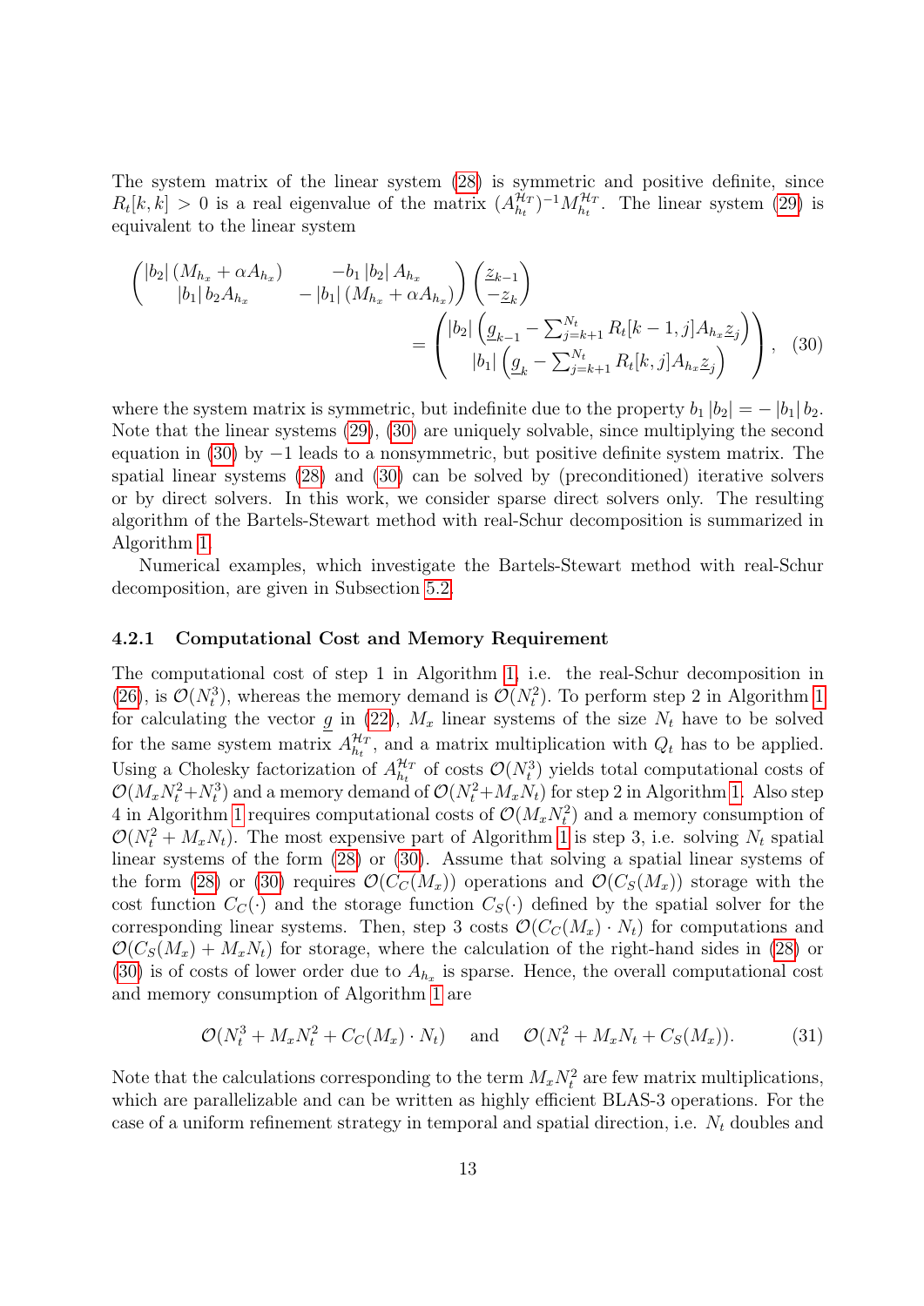The system matrix of the linear system (28) is symmetric and positive definite, since $R_t[k,k] > 0$ is a real eigenvalue of the matrix $(A_{h_t}^{\mathcal{H}_T})^{-1} M_{h_t}^{\mathcal{H}_T}$. The linear system (29) is equivalent to the linear system

$$
\begin{pmatrix} |b_2|\,(M_{h_x} + \alpha A_{h_x}) & -b_1\,|b_2|\,A_{h_x} \\ |b_1|\,b_2 A_{h_x} & -\,|b_1|\,(M_{h_x} + \alpha A_{h_x}) \end{pmatrix} \begin{pmatrix} \underline{z}_{k-1} \\ -\underline{z}_k \end{pmatrix} = \begin{pmatrix} |b_2| \left( \underline{g}_{k-1} - \sum_{j=k+1}^{N_t} R_t[k-1,j] A_{h_x} \underline{z}_j \right) \\ |b_1| \left( \underline{g}_k - \sum_{j=k+1}^{N_t} R_t[k,j] A_{h_x} \underline{z}_j \right) \end{pmatrix}, \quad (30)
$$

where the system matrix is symmetric, but indefinite due to the property $b_1\,|b_2| = -\,|b_1|\,b_2$. Note that the linear systems (29), (30) are uniquely solvable, since multiplying the second equation in (30) by $-1$ leads to a nonsymmetric, but positive definite system matrix. The spatial linear systems (28) and (30) can be solved by (preconditioned) iterative solvers or by direct solvers. In this work, we consider sparse direct solvers only. The resulting algorithm of the Bartels-Stewart method with real-Schur decomposition is summarized in Algorithm 1.

Numerical examples, which investigate the Bartels-Stewart method with real-Schur decomposition, are given in Subsection 5.2.

### 4.2.1 Computational Cost and Memory Requirement

The computational cost of step 1 in Algorithm 1, i.e. the real-Schur decomposition in (26), is $\mathcal{O}(N_t^3)$, whereas the memory demand is $\mathcal{O}(N_t^2)$. To perform step 2 in Algorithm 1 for calculating the vector $\underline{g}$ in (22), $M_x$ linear systems of the size $N_t$ have to be solved for the same system matrix $A_{h_t}^{\mathcal{H}_T}$, and a matrix multiplication with $Q_t$ has to be applied. Using a Cholesky factorization of $A_{h_t}^{\mathcal{H}_T}$ of costs $\mathcal{O}(N_t^3)$ yields total computational costs of $\mathcal{O}(M_x N_t^2 + N_t^3)$ and a memory demand of $\mathcal{O}(N_t^2 + M_x N_t)$ for step 2 in Algorithm 1. Also step 4 in Algorithm 1 requires computational costs of $\mathcal{O}(M_x N_t^2)$ and a memory consumption of $\mathcal{O}(N_t^2 + M_x N_t)$. The most expensive part of Algorithm 1 is step 3, i.e. solving $N_t$ spatial linear systems of the form (28) or (30). Assume that solving a spatial linear systems of the form (28) or (30) requires $\mathcal{O}(C_C(M_x))$ operations and $\mathcal{O}(C_S(M_x))$ storage with the cost function $C_C(\cdot)$ and the storage function $C_S(\cdot)$ defined by the spatial solver for the corresponding linear systems. Then, step 3 costs $\mathcal{O}(C_C(M_x) \cdot N_t)$ for computations and $\mathcal{O}(C_S(M_x) + M_x N_t)$ for storage, where the calculation of the right-hand sides in (28) or (30) is of costs of lower order due to $A_{h_x}$ is sparse. Hence, the overall computational cost and memory consumption of Algorithm 1 are

$$
\mathcal{O}(N_t^3 + M_x N_t^2 + C_C(M_x) \cdot N_t) \quad \text{and} \quad \mathcal{O}(N_t^2 + M_x N_t + C_S(M_x)). \quad (31)
$$

Note that the calculations corresponding to the term $M_x N_t^2$ are few matrix multiplications, which are parallelizable and can be written as highly efficient BLAS-3 operations. For the case of a uniform refinement strategy in temporal and spatial direction, i.e. $N_t$ doubles and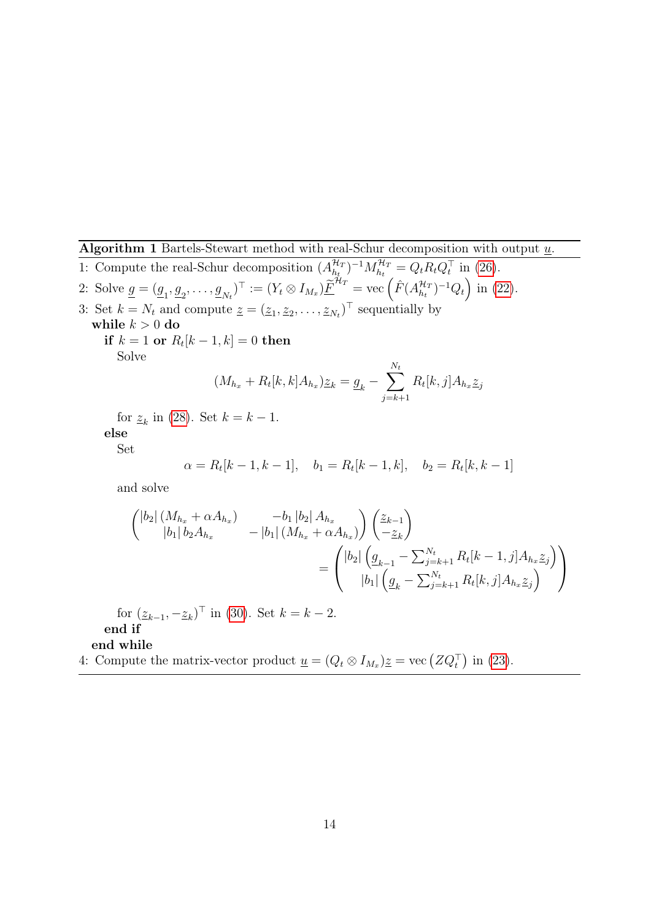**Algorithm 1** Bartels-Stewart method with real-Schur decomposition with output $\underline{u}$.

1: Compute the real-Schur decomposition $(A_{h_t}^{\mathcal{H}_T})^{-1} M_{h_t}^{\mathcal{H}_T} = Q_t R_t Q_t^\top$ in (26).

2: Solve $\underline{g} = (\underline{g}_1, \underline{g}_2, \ldots, \underline{g}_{N_t})^\top := (Y_t \otimes I_{M_x}) \underline{\widetilde{F}}^{\mathcal{H}_T} = \operatorname{vec}\left(\hat{F}(A_{h_t}^{\mathcal{H}_T})^{-1} Q_t\right)$ in (22).

3: Set $k = N_t$ and compute $\underline{z} = (\underline{z}_1, \underline{z}_2, \ldots, \underline{z}_{N_t})^\top$ sequentially by

**while** $k > 0$ **do**

  **if** $k = 1$ **or** $R_t[k-1, k] = 0$ **then**

    Solve

$$(M_{h_x} + R_t[k,k] A_{h_x}) \underline{z}_k = \underline{g}_k - \sum_{j=k+1}^{N_t} R_t[k,j] A_{h_x} \underline{z}_j$$

    for $\underline{z}_k$ in (28). Set $k = k - 1$.

  **else**

    Set

$$\alpha = R_t[k-1, k-1], \quad b_1 = R_t[k-1, k], \quad b_2 = R_t[k, k-1]$$

    and solve

$$\begin{pmatrix} |b_2| \, (M_{h_x} + \alpha A_{h_x}) & -b_1 \, |b_2| \, A_{h_x} \\ |b_1| \, b_2 A_{h_x} & -|b_1| \, (M_{h_x} + \alpha A_{h_x}) \end{pmatrix} \begin{pmatrix} \underline{z}_{k-1} \\ -\underline{z}_k \end{pmatrix} = \begin{pmatrix} |b_2| \left( \underline{g}_{k-1} - \sum_{j=k+1}^{N_t} R_t[k-1, j] A_{h_x} \underline{z}_j \right) \\ |b_1| \left( \underline{g}_k - \sum_{j=k+1}^{N_t} R_t[k, j] A_{h_x} \underline{z}_j \right) \end{pmatrix}$$

    for $(\underline{z}_{k-1}, -\underline{z}_k)^\top$ in (30). Set $k = k - 2$.

  **end if**

**end while**

4: Compute the matrix-vector product $\underline{u} = (Q_t \otimes I_{M_x}) \underline{z} = \operatorname{vec}\left(Z Q_t^\top\right)$ in (23).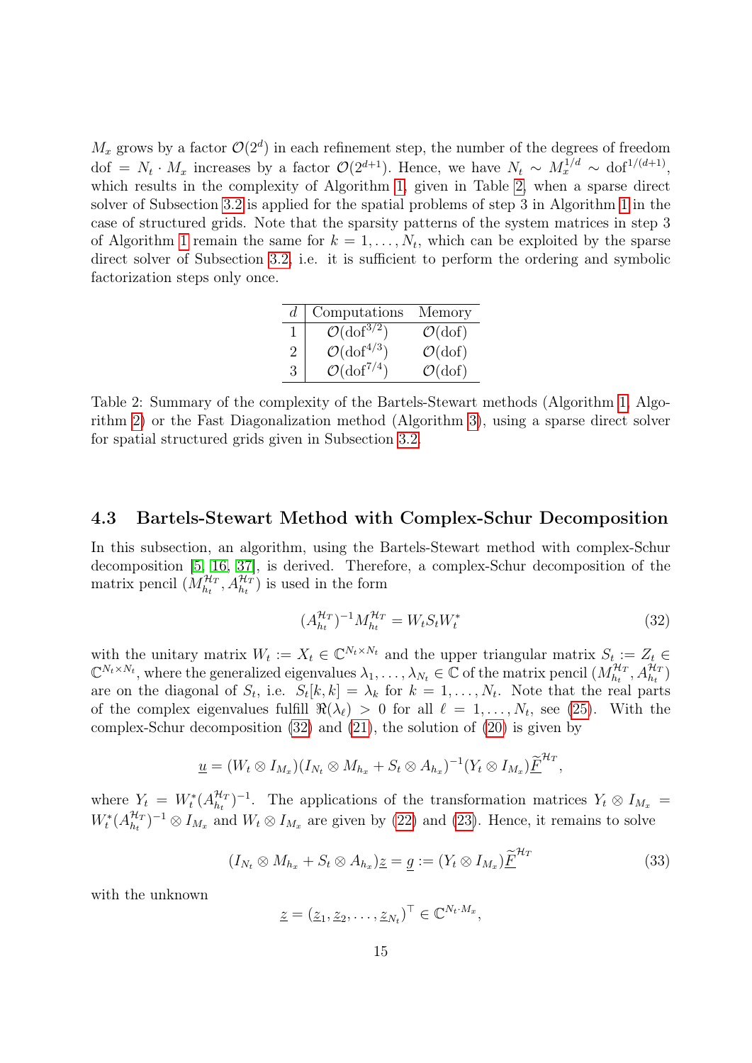$M_x$ grows by a factor $\mathcal{O}(2^d)$ in each refinement step, the number of the degrees of freedom dof $= N_t \cdot M_x$ increases by a factor $\mathcal{O}(2^{d+1})$. Hence, we have $N_t \sim M_x^{1/d} \sim \mathrm{dof}^{1/(d+1)}$, which results in the complexity of Algorithm 1, given in Table 2, when a sparse direct solver of Subsection 3.2 is applied for the spatial problems of step 3 in Algorithm 1 in the case of structured grids. Note that the sparsity patterns of the system matrices in step 3 of Algorithm 1 remain the same for $k = 1, \ldots, N_t$, which can be exploited by the sparse direct solver of Subsection 3.2, i.e. it is sufficient to perform the ordering and symbolic factorization steps only once.

| $d$ | Computations | Memory |
|---|---|---|
| 1 | $\mathcal{O}(\mathrm{dof}^{3/2})$ | $\mathcal{O}(\mathrm{dof})$ |
| 2 | $\mathcal{O}(\mathrm{dof}^{4/3})$ | $\mathcal{O}(\mathrm{dof})$ |
| 3 | $\mathcal{O}(\mathrm{dof}^{7/4})$ | $\mathcal{O}(\mathrm{dof})$ |

Table 2: Summary of the complexity of the Bartels-Stewart methods (Algorithm 1, Algorithm 2) or the Fast Diagonalization method (Algorithm 3), using a sparse direct solver for spatial structured grids given in Subsection 3.2.

### 4.3 Bartels-Stewart Method with Complex-Schur Decomposition

In this subsection, an algorithm, using the Bartels-Stewart method with complex-Schur decomposition [5, 16, 37], is derived. Therefore, a complex-Schur decomposition of the matrix pencil $(M_{h_t}^{\mathcal{H}_T}, A_{h_t}^{\mathcal{H}_T})$ is used in the form

$$(A_{h_t}^{\mathcal{H}_T})^{-1} M_{h_t}^{\mathcal{H}_T} = W_t S_t W_t^* \tag{32}$$

with the unitary matrix $W_t := X_t \in \mathbb{C}^{N_t \times N_t}$ and the upper triangular matrix $S_t := Z_t \in \mathbb{C}^{N_t \times N_t}$, where the generalized eigenvalues $\lambda_1, \ldots, \lambda_{N_t} \in \mathbb{C}$ of the matrix pencil $(M_{h_t}^{\mathcal{H}_T}, A_{h_t}^{\mathcal{H}_T})$ are on the diagonal of $S_t$, i.e. $S_t[k,k] = \lambda_k$ for $k = 1, \ldots, N_t$. Note that the real parts of the complex eigenvalues fulfill $\Re(\lambda_\ell) > 0$ for all $\ell = 1, \ldots, N_t$, see (25). With the complex-Schur decomposition (32) and (21), the solution of (20) is given by

$$\underline{u} = (W_t \otimes I_{M_x})(I_{N_t} \otimes M_{h_x} + S_t \otimes A_{h_x})^{-1}(Y_t \otimes I_{M_x})\underline{\widetilde{F}}^{\mathcal{H}_T},$$

where $Y_t = W_t^*(A_{h_t}^{\mathcal{H}_T})^{-1}$. The applications of the transformation matrices $Y_t \otimes I_{M_x} = W_t^*(A_{h_t}^{\mathcal{H}_T})^{-1} \otimes I_{M_x}$ and $W_t \otimes I_{M_x}$ are given by (22) and (23). Hence, it remains to solve

$$(I_{N_t} \otimes M_{h_x} + S_t \otimes A_{h_x})\underline{z} = \underline{g} := (Y_t \otimes I_{M_x})\underline{\widetilde{F}}^{\mathcal{H}_T} \tag{33}$$

with the unknown

$$\underline{z} = (\underline{z}_1, \underline{z}_2, \ldots, \underline{z}_{N_t})^\top \in \mathbb{C}^{N_t \cdot M_x},$$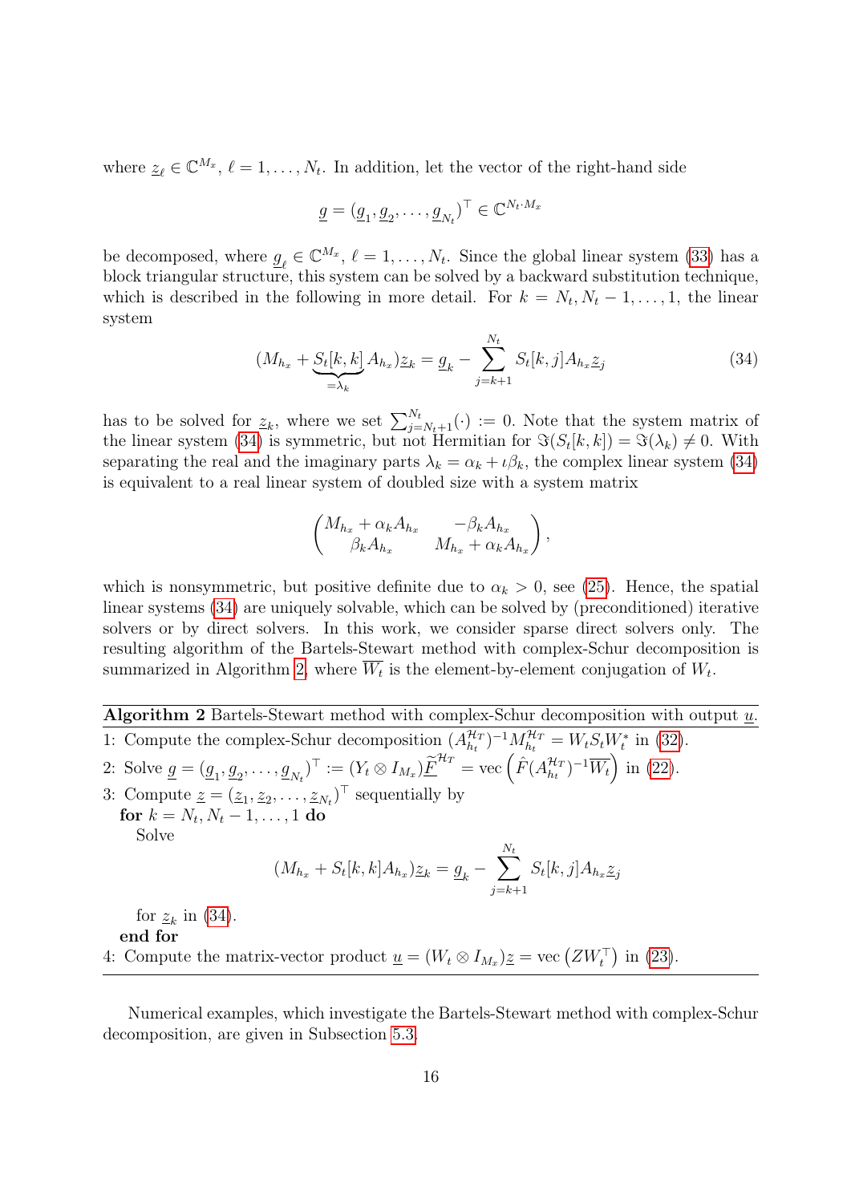where $\underline{z}_\ell \in \mathbb{C}^{M_x}$, $\ell = 1, \ldots, N_t$. In addition, let the vector of the right-hand side

$$\underline{g} = (\underline{g}_1, \underline{g}_2, \ldots, \underline{g}_{N_t})^\top \in \mathbb{C}^{N_t \cdot M_x}$$

be decomposed, where $\underline{g}_\ell \in \mathbb{C}^{M_x}$, $\ell = 1, \ldots, N_t$. Since the global linear system (33) has a block triangular structure, this system can be solved by a backward substitution technique, which is described in the following in more detail. For $k = N_t, N_t - 1, \ldots, 1$, the linear system

$$(M_{h_x} + \underbrace{S_t[k,k]}_{=\lambda_k} A_{h_x})\underline{z}_k = \underline{g}_k - \sum_{j=k+1}^{N_t} S_t[k,j] A_{h_x} \underline{z}_j \tag{34}$$

has to be solved for $\underline{z}_k$, where we set $\sum_{j=N_t+1}^{N_t}(\cdot) := 0$. Note that the system matrix of the linear system (34) is symmetric, but not Hermitian for $\Im(S_t[k,k]) = \Im(\lambda_k) \neq 0$. With separating the real and the imaginary parts $\lambda_k = \alpha_k + \imath\beta_k$, the complex linear system (34) is equivalent to a real linear system of doubled size with a system matrix

$$\begin{pmatrix} M_{h_x} + \alpha_k A_{h_x} & -\beta_k A_{h_x} \\ \beta_k A_{h_x} & M_{h_x} + \alpha_k A_{h_x} \end{pmatrix},$$

which is nonsymmetric, but positive definite due to $\alpha_k > 0$, see (25). Hence, the spatial linear systems (34) are uniquely solvable, which can be solved by (preconditioned) iterative solvers or by direct solvers. In this work, we consider sparse direct solvers only. The resulting algorithm of the Bartels-Stewart method with complex-Schur decomposition is summarized in Algorithm 2, where $\overline{W_t}$ is the element-by-element conjugation of $W_t$.

**Algorithm 2** Bartels-Stewart method with complex-Schur decomposition with output $\underline{u}$.

1: Compute the complex-Schur decomposition $(A_{h_t}^{\mathcal{H}_T})^{-1} M_{h_t}^{\mathcal{H}_T} = W_t S_t W_t^*$ in (32).

2: Solve $\underline{g} = (\underline{g}_1, \underline{g}_2, \ldots, \underline{g}_{N_t})^\top := (Y_t \otimes I_{M_x}) \underline{\widetilde{F}}^{\mathcal{H}_T} = \operatorname{vec}\left(\hat{F}(A_{h_t}^{\mathcal{H}_T})^{-1} \overline{W_t}\right)$ in (22).

3: Compute $\underline{z} = (\underline{z}_1, \underline{z}_2, \ldots, \underline{z}_{N_t})^\top$ sequentially by
   **for** $k = N_t, N_t - 1, \ldots, 1$ **do**
   Solve

$$(M_{h_x} + S_t[k,k] A_{h_x})\underline{z}_k = \underline{g}_k - \sum_{j=k+1}^{N_t} S_t[k,j] A_{h_x} \underline{z}_j$$

   for $\underline{z}_k$ in (34).
   **end for**

4: Compute the matrix-vector product $\underline{u} = (W_t \otimes I_{M_x})\underline{z} = \operatorname{vec}\left(Z W_t^\top\right)$ in (23).

Numerical examples, which investigate the Bartels-Stewart method with complex-Schur decomposition, are given in Subsection 5.3.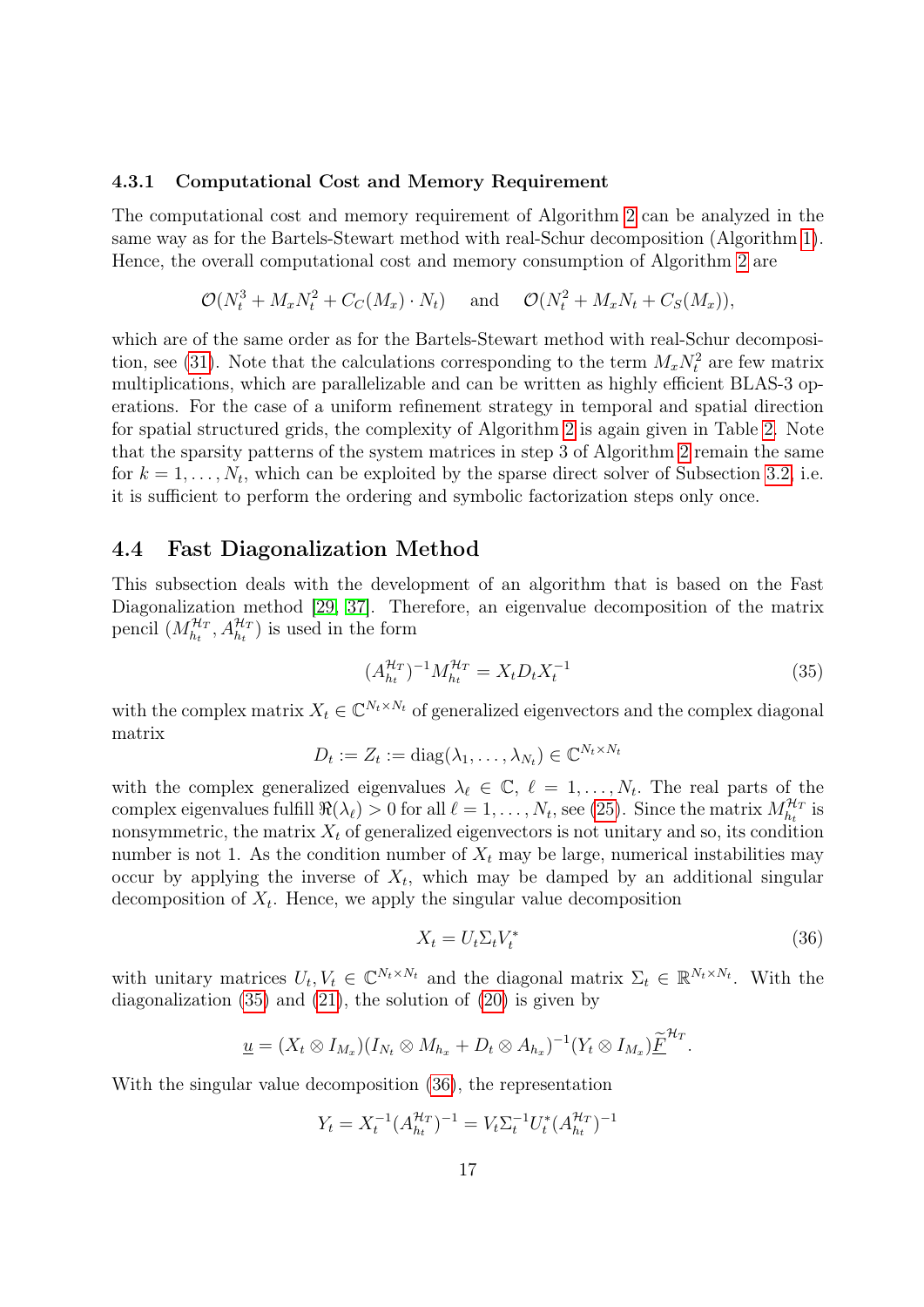### 4.3.1 Computational Cost and Memory Requirement

The computational cost and memory requirement of Algorithm 2 can be analyzed in the same way as for the Bartels-Stewart method with real-Schur decomposition (Algorithm 1). Hence, the overall computational cost and memory consumption of Algorithm 2 are

$$\mathcal{O}(N_t^3 + M_x N_t^2 + C_C(M_x) \cdot N_t) \quad \text{and} \quad \mathcal{O}(N_t^2 + M_x N_t + C_S(M_x)),$$

which are of the same order as for the Bartels-Stewart method with real-Schur decomposition, see (31). Note that the calculations corresponding to the term $M_x N_t^2$ are few matrix multiplications, which are parallelizable and can be written as highly efficient BLAS-3 operations. For the case of a uniform refinement strategy in temporal and spatial direction for spatial structured grids, the complexity of Algorithm 2 is again given in Table 2. Note that the sparsity patterns of the system matrices in step 3 of Algorithm 2 remain the same for $k = 1, \ldots, N_t$, which can be exploited by the sparse direct solver of Subsection 3.2, i.e. it is sufficient to perform the ordering and symbolic factorization steps only once.

## 4.4 Fast Diagonalization Method

This subsection deals with the development of an algorithm that is based on the Fast Diagonalization method [29, 37]. Therefore, an eigenvalue decomposition of the matrix pencil $(M_{h_t}^{\mathcal{H}_T}, A_{h_t}^{\mathcal{H}_T})$ is used in the form

$$(A_{h_t}^{\mathcal{H}_T})^{-1} M_{h_t}^{\mathcal{H}_T} = X_t D_t X_t^{-1} \tag{35}$$

with the complex matrix $X_t \in \mathbb{C}^{N_t \times N_t}$ of generalized eigenvectors and the complex diagonal matrix

$$D_t := Z_t := \operatorname{diag}(\lambda_1, \ldots, \lambda_{N_t}) \in \mathbb{C}^{N_t \times N_t}$$

with the complex generalized eigenvalues $\lambda_\ell \in \mathbb{C}$, $\ell = 1, \ldots, N_t$. The real parts of the complex eigenvalues fulfill $\Re(\lambda_\ell) > 0$ for all $\ell = 1, \ldots, N_t$, see (25). Since the matrix $M_{h_t}^{\mathcal{H}_T}$ is nonsymmetric, the matrix $X_t$ of generalized eigenvectors is not unitary and so, its condition number is not 1. As the condition number of $X_t$ may be large, numerical instabilities may occur by applying the inverse of $X_t$, which may be damped by an additional singular decomposition of $X_t$. Hence, we apply the singular value decomposition

$$X_t = U_t \Sigma_t V_t^* \tag{36}$$

with unitary matrices $U_t, V_t \in \mathbb{C}^{N_t \times N_t}$ and the diagonal matrix $\Sigma_t \in \mathbb{R}^{N_t \times N_t}$. With the diagonalization (35) and (21), the solution of (20) is given by

$$\underline{u} = (X_t \otimes I_{M_x})(I_{N_t} \otimes M_{h_x} + D_t \otimes A_{h_x})^{-1}(Y_t \otimes I_{M_x})\underline{\widetilde{F}}^{\mathcal{H}_T}.$$

With the singular value decomposition (36), the representation

$$Y_t = X_t^{-1} (A_{h_t}^{\mathcal{H}_T})^{-1} = V_t \Sigma_t^{-1} U_t^* (A_{h_t}^{\mathcal{H}_T})^{-1}$$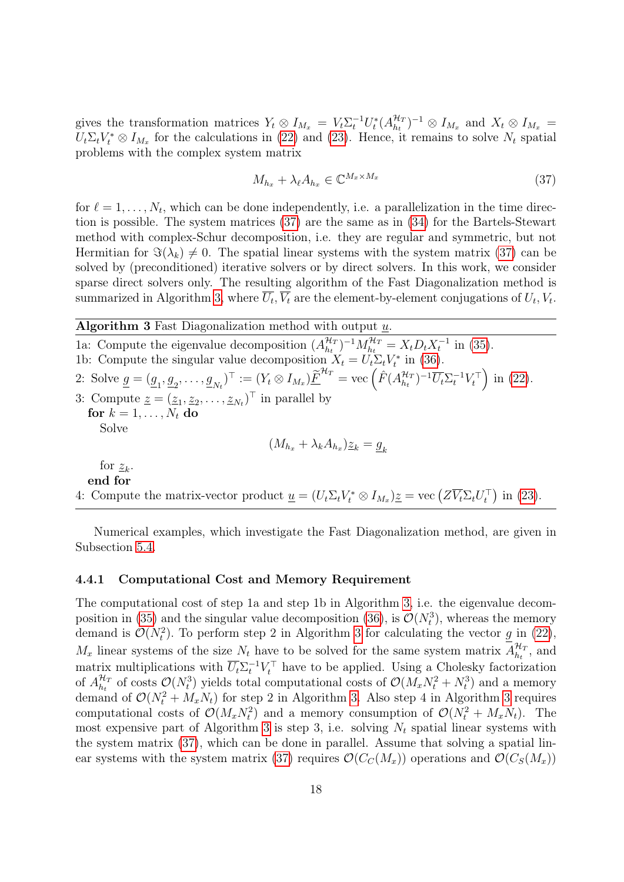gives the transformation matrices $Y_t \otimes I_{M_x} = V_t \Sigma_t^{-1} U_t^* (A_{h_t}^{\mathcal{H}_T})^{-1} \otimes I_{M_x}$ and $X_t \otimes I_{M_x} = U_t \Sigma_t V_t^* \otimes I_{M_x}$ for the calculations in (22) and (23). Hence, it remains to solve $N_t$ spatial problems with the complex system matrix

$$M_{h_x} + \lambda_\ell A_{h_x} \in \mathbb{C}^{M_x \times M_x} \tag{37}$$

for $\ell = 1, \ldots, N_t$, which can be done independently, i.e. a parallelization in the time direction is possible. The system matrices (37) are the same as in (34) for the Bartels-Stewart method with complex-Schur decomposition, i.e. they are regular and symmetric, but not Hermitian for $\Im(\lambda_k) \neq 0$. The spatial linear systems with the system matrix (37) can be solved by (preconditioned) iterative solvers or by direct solvers. In this work, we consider sparse direct solvers only. The resulting algorithm of the Fast Diagonalization method is summarized in Algorithm 3, where $\overline{U_t}, \overline{V_t}$ are the element-by-element conjugations of $U_t, V_t$.

**Algorithm 3** Fast Diagonalization method with output $\underline{u}$.

1a: Compute the eigenvalue decomposition $(A_{h_t}^{\mathcal{H}_T})^{-1} M_{h_t}^{\mathcal{H}_T} = X_t D_t X_t^{-1}$ in (35).
1b: Compute the singular value decomposition $X_t = U_t \Sigma_t V_t^*$ in (36).
2: Solve $\underline{g} = (\underline{g}_1, \underline{g}_2, \ldots, \underline{g}_{N_t})^\top := (Y_t \otimes I_{M_x}) \underline{\widetilde{F}}^{\mathcal{H}_T} = \operatorname{vec}\left(\hat{F} (A_{h_t}^{\mathcal{H}_T})^{-1} \overline{U_t} \Sigma_t^{-1} V_t^\top\right)$ in (22).
3: Compute $\underline{z} = (\underline{z}_1, \underline{z}_2, \ldots, \underline{z}_{N_t})^\top$ in parallel by
&nbsp;&nbsp;&nbsp;&nbsp;**for** $k = 1, \ldots, N_t$ **do**
&nbsp;&nbsp;&nbsp;&nbsp;&nbsp;&nbsp;&nbsp;&nbsp;Solve
$$(M_{h_x} + \lambda_k A_{h_x}) \underline{z}_k = \underline{g}_k$$
&nbsp;&nbsp;&nbsp;&nbsp;&nbsp;&nbsp;&nbsp;&nbsp;for $\underline{z}_k$.
&nbsp;&nbsp;&nbsp;&nbsp;**end for**
4: Compute the matrix-vector product $\underline{u} = (U_t \Sigma_t V_t^* \otimes I_{M_x}) \underline{z} = \operatorname{vec}\left(Z \overline{V_t} \Sigma_t U_t^\top\right)$ in (23).

Numerical examples, which investigate the Fast Diagonalization method, are given in Subsection 5.4.

### 4.4.1 Computational Cost and Memory Requirement

The computational cost of step 1a and step 1b in Algorithm 3, i.e. the eigenvalue decomposition in (35) and the singular value decomposition (36), is $\mathcal{O}(N_t^3)$, whereas the memory demand is $\mathcal{O}(N_t^2)$. To perform step 2 in Algorithm 3 for calculating the vector $\underline{g}$ in (22), $M_x$ linear systems of the size $N_t$ have to be solved for the same system matrix $A_{h_t}^{\mathcal{H}_T}$, and matrix multiplications with $\overline{U_t} \Sigma_t^{-1} V_t^\top$ have to be applied. Using a Cholesky factorization of $A_{h_t}^{\mathcal{H}_T}$ of costs $\mathcal{O}(N_t^3)$ yields total computational costs of $\mathcal{O}(M_x N_t^2 + N_t^3)$ and a memory demand of $\mathcal{O}(N_t^2 + M_x N_t)$ for step 2 in Algorithm 3. Also step 4 in Algorithm 3 requires computational costs of $\mathcal{O}(M_x N_t^2)$ and a memory consumption of $\mathcal{O}(N_t^2 + M_x N_t)$. The most expensive part of Algorithm 3 is step 3, i.e. solving $N_t$ spatial linear systems with the system matrix (37), which can be done in parallel. Assume that solving a spatial linear systems with the system matrix (37) requires $\mathcal{O}(C_C(M_x))$ operations and $\mathcal{O}(C_S(M_x))$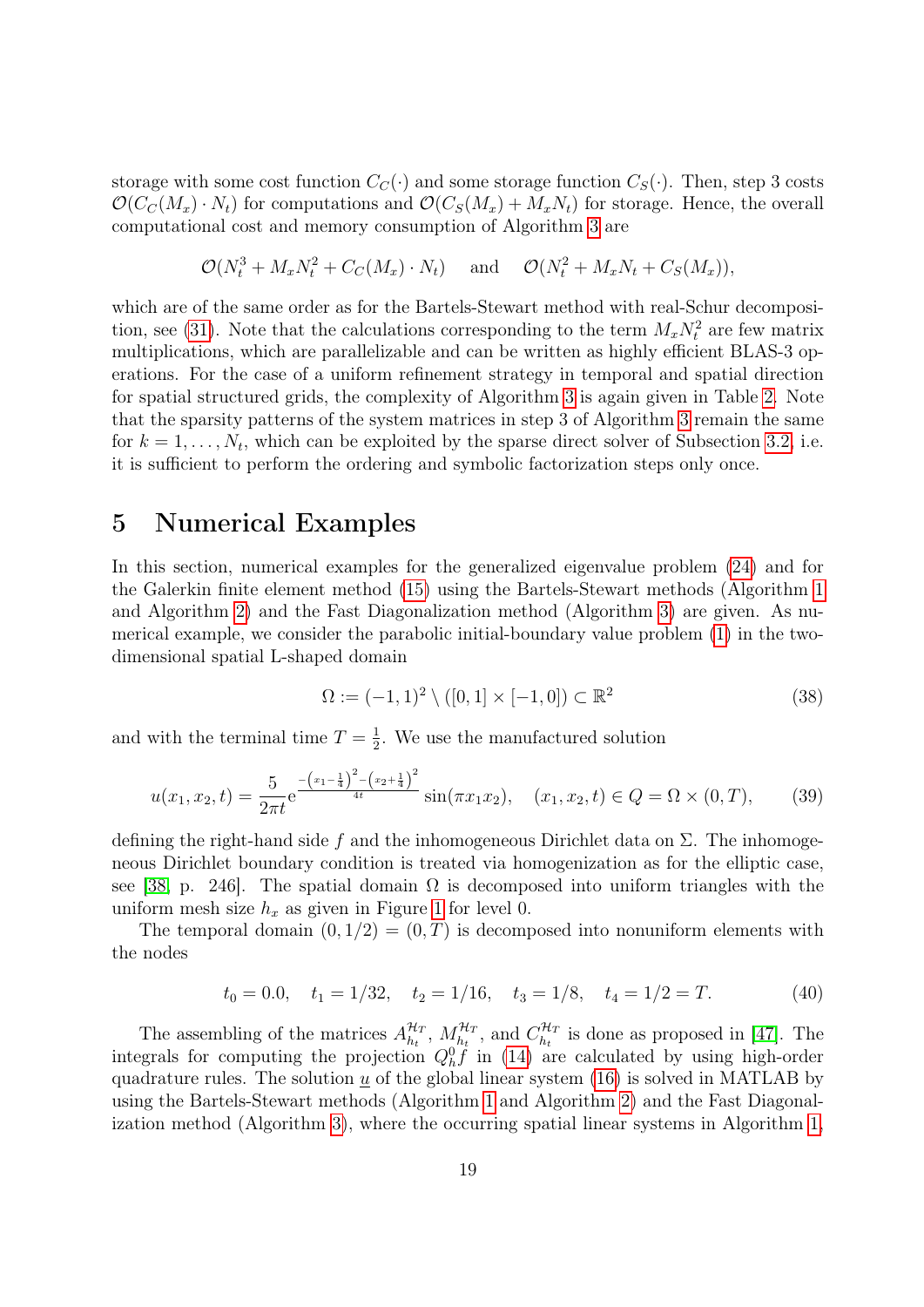storage with some cost function $C_C(\cdot)$ and some storage function $C_S(\cdot)$. Then, step 3 costs $\mathcal{O}(C_C(M_x) \cdot N_t)$ for computations and $\mathcal{O}(C_S(M_x) + M_x N_t)$ for storage. Hence, the overall computational cost and memory consumption of Algorithm 3 are

$$\mathcal{O}(N_t^3 + M_x N_t^2 + C_C(M_x) \cdot N_t) \quad \text{and} \quad \mathcal{O}(N_t^2 + M_x N_t + C_S(M_x)),$$

which are of the same order as for the Bartels-Stewart method with real-Schur decomposition, see (31). Note that the calculations corresponding to the term $M_x N_t^2$ are few matrix multiplications, which are parallelizable and can be written as highly efficient BLAS-3 operations. For the case of a uniform refinement strategy in temporal and spatial direction for spatial structured grids, the complexity of Algorithm 3 is again given in Table 2. Note that the sparsity patterns of the system matrices in step 3 of Algorithm 3 remain the same for $k = 1, \ldots, N_t$, which can be exploited by the sparse direct solver of Subsection 3.2, i.e. it is sufficient to perform the ordering and symbolic factorization steps only once.

# 5 Numerical Examples

In this section, numerical examples for the generalized eigenvalue problem (24) and for the Galerkin finite element method (15) using the Bartels-Stewart methods (Algorithm 1 and Algorithm 2) and the Fast Diagonalization method (Algorithm 3) are given. As numerical example, we consider the parabolic initial-boundary value problem (1) in the two-dimensional spatial L-shaped domain

$$\Omega := (-1, 1)^2 \setminus ([0, 1] \times [-1, 0]) \subset \mathbb{R}^2 \tag{38}$$

and with the terminal time $T = \frac{1}{2}$. We use the manufactured solution

$$u(x_1, x_2, t) = \frac{5}{2\pi t} \mathrm{e}^{\frac{-\left(x_1 - \frac{1}{4}\right)^2 - \left(x_2 + \frac{1}{4}\right)^2}{4t}} \sin(\pi x_1 x_2), \quad (x_1, x_2, t) \in Q = \Omega \times (0, T), \tag{39}$$

defining the right-hand side $f$ and the inhomogeneous Dirichlet data on $\Sigma$. The inhomogeneous Dirichlet boundary condition is treated via homogenization as for the elliptic case, see [38, p. 246]. The spatial domain $\Omega$ is decomposed into uniform triangles with the uniform mesh size $h_x$ as given in Figure 1 for level 0.

The temporal domain $(0, 1/2) = (0, T)$ is decomposed into nonuniform elements with the nodes

$$t_0 = 0.0, \quad t_1 = 1/32, \quad t_2 = 1/16, \quad t_3 = 1/8, \quad t_4 = 1/2 = T. \tag{40}$$

The assembling of the matrices $A_{h_t}^{\mathcal{H}_T}$, $M_{h_t}^{\mathcal{H}_T}$, and $C_{h_t}^{\mathcal{H}_T}$ is done as proposed in [47]. The integrals for computing the projection $Q_h^0 f$ in (14) are calculated by using high-order quadrature rules. The solution $\underline{u}$ of the global linear system (16) is solved in MATLAB by using the Bartels-Stewart methods (Algorithm 1 and Algorithm 2) and the Fast Diagonalization method (Algorithm 3), where the occurring spatial linear systems in Algorithm 1,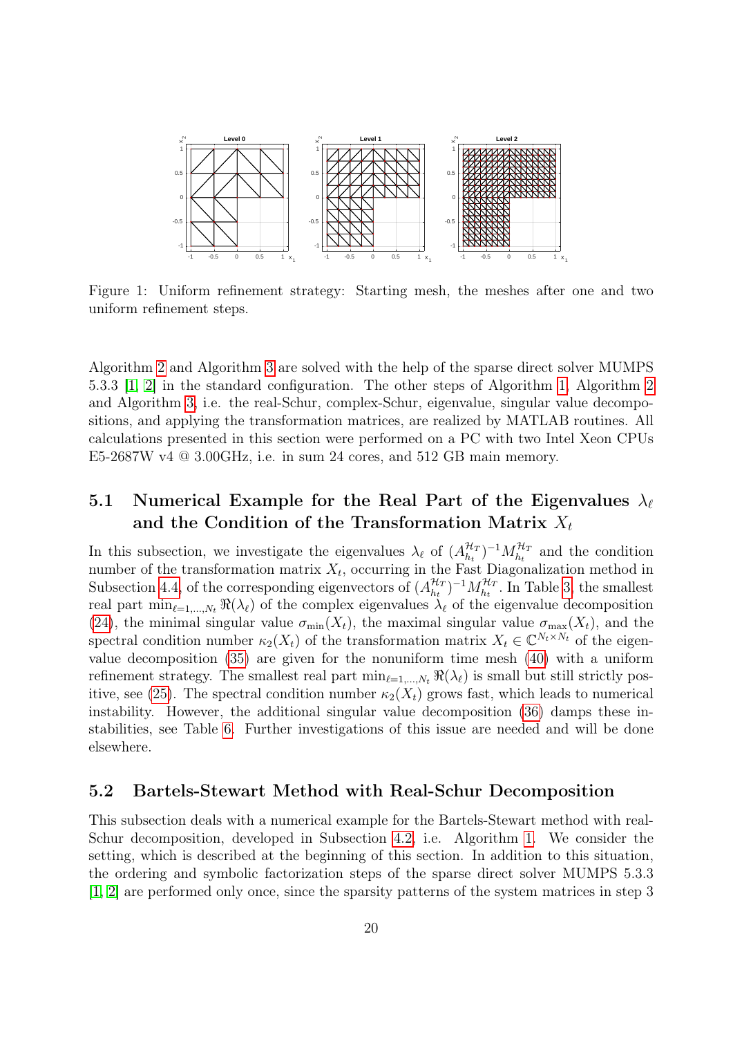Figure 1: Uniform refinement strategy: Starting mesh, the meshes after one and two uniform refinement steps.

Algorithm 2 and Algorithm 3 are solved with the help of the sparse direct solver MUMPS 5.3.3 [1, 2] in the standard configuration. The other steps of Algorithm 1, Algorithm 2 and Algorithm 3, i.e. the real-Schur, complex-Schur, eigenvalue, singular value decompositions, and applying the transformation matrices, are realized by MATLAB routines. All calculations presented in this section were performed on a PC with two Intel Xeon CPUs E5-2687W v4 @ 3.00GHz, i.e. in sum 24 cores, and 512 GB main memory.

## 5.1 Numerical Example for the Real Part of the Eigenvalues $\lambda_\ell$ and the Condition of the Transformation Matrix $X_t$

In this subsection, we investigate the eigenvalues $\lambda_\ell$ of $(A_{h_t}^{\mathcal{H}_T})^{-1} M_{h_t}^{\mathcal{H}_T}$ and the condition number of the transformation matrix $X_t$, occurring in the Fast Diagonalization method in Subsection 4.4, of the corresponding eigenvectors of $(A_{h_t}^{\mathcal{H}_T})^{-1} M_{h_t}^{\mathcal{H}_T}$. In Table 3, the smallest real part $\min_{\ell=1,\dots,N_t} \Re(\lambda_\ell)$ of the complex eigenvalues $\lambda_\ell$ of the eigenvalue decomposition (24), the minimal singular value $\sigma_{\min}(X_t)$, the maximal singular value $\sigma_{\max}(X_t)$, and the spectral condition number $\kappa_2(X_t)$ of the transformation matrix $X_t \in \mathbb{C}^{N_t \times N_t}$ of the eigenvalue decomposition (35) are given for the nonuniform time mesh (40) with a uniform refinement strategy. The smallest real part $\min_{\ell=1,\dots,N_t} \Re(\lambda_\ell)$ is small but still strictly positive, see (25). The spectral condition number $\kappa_2(X_t)$ grows fast, which leads to numerical instability. However, the additional singular value decomposition (36) damps these instabilities, see Table 6. Further investigations of this issue are needed and will be done elsewhere.

## 5.2 Bartels-Stewart Method with Real-Schur Decomposition

This subsection deals with a numerical example for the Bartels-Stewart method with real-Schur decomposition, developed in Subsection 4.2, i.e. Algorithm 1. We consider the setting, which is described at the beginning of this section. In addition to this situation, the ordering and symbolic factorization steps of the sparse direct solver MUMPS 5.3.3 [1, 2] are performed only once, since the sparsity patterns of the system matrices in step 3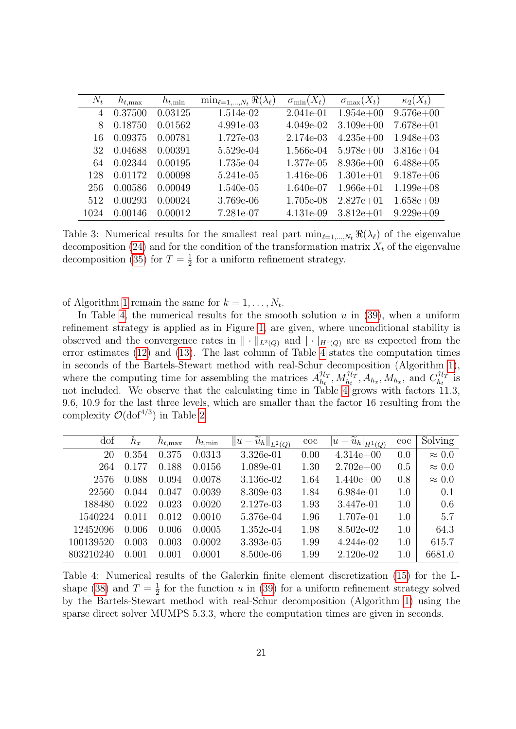| $N_t$ | $h_{t,\max}$ | $h_{t,\min}$ | $\min_{\ell=1,\ldots,N_t} \Re(\lambda_\ell)$ | $\sigma_{\min}(X_t)$ | $\sigma_{\max}(X_t)$ | $\kappa_2(X_t)$ |
|---|---|---|---|---|---|---|
| 4 | 0.37500 | 0.03125 | 1.514e-02 | 2.041e-01 | 1.954e+00 | 9.576e+00 |
| 8 | 0.18750 | 0.01562 | 4.991e-03 | 4.049e-02 | 3.109e+00 | 7.678e+01 |
| 16 | 0.09375 | 0.00781 | 1.727e-03 | 2.174e-03 | 4.235e+00 | 1.948e+03 |
| 32 | 0.04688 | 0.00391 | 5.529e-04 | 1.566e-04 | 5.978e+00 | 3.816e+04 |
| 64 | 0.02344 | 0.00195 | 1.735e-04 | 1.377e-05 | 8.936e+00 | 6.488e+05 |
| 128 | 0.01172 | 0.00098 | 5.241e-05 | 1.416e-06 | 1.301e+01 | 9.187e+06 |
| 256 | 0.00586 | 0.00049 | 1.540e-05 | 1.640e-07 | 1.966e+01 | 1.199e+08 |
| 512 | 0.00293 | 0.00024 | 3.769e-06 | 1.705e-08 | 2.827e+01 | 1.658e+09 |
| 1024 | 0.00146 | 0.00012 | 7.281e-07 | 4.131e-09 | 3.812e+01 | 9.229e+09 |

Table 3: Numerical results for the smallest real part $\min_{\ell=1,\ldots,N_t} \Re(\lambda_\ell)$ of the eigenvalue decomposition (24) and for the condition of the transformation matrix $X_t$ of the eigenvalue decomposition (35) for $T = \frac{1}{2}$ for a uniform refinement strategy.

of Algorithm 1 remain the same for $k = 1, \ldots, N_t$.

In Table 4, the numerical results for the smooth solution $u$ in (39), when a uniform refinement strategy is applied as in Figure 1, are given, where unconditional stability is observed and the convergence rates in $\|\cdot\|_{L^2(Q)}$ and $|\cdot|_{H^1(Q)}$ are as expected from the error estimates (12) and (13). The last column of Table 4 states the computation times in seconds of the Bartels-Stewart method with real-Schur decomposition (Algorithm 1), where the computing time for assembling the matrices $A_{h_t}^{\mathcal{H}_T}, M_{h_t}^{\mathcal{H}_T}, A_{h_x}, M_{h_x}$, and $C_{h_t}^{\mathcal{H}_T}$ is not included. We observe that the calculating time in Table 4 grows with factors 11.3, 9.6, 10.9 for the last three levels, which are smaller than the factor 16 resulting from the complexity $\mathcal{O}(\text{dof}^{4/3})$ in Table 2.

| dof | $h_x$ | $h_{t,\max}$ | $h_{t,\min}$ | $\|u - \widetilde{u}_h\|_{L^2(Q)}$ | eoc | $\|u - \widetilde{u}_h\|_{H^1(Q)}$ | eoc | Solving |
|---|---|---|---|---|---|---|---|---|
| 20 | 0.354 | 0.375 | 0.0313 | 3.326e-01 | 0.00 | 4.314e+00 | 0.0 | $\approx 0.0$ |
| 264 | 0.177 | 0.188 | 0.0156 | 1.089e-01 | 1.30 | 2.702e+00 | 0.5 | $\approx 0.0$ |
| 2576 | 0.088 | 0.094 | 0.0078 | 3.136e-02 | 1.64 | 1.440e+00 | 0.8 | $\approx 0.0$ |
| 22560 | 0.044 | 0.047 | 0.0039 | 8.309e-03 | 1.84 | 6.984e-01 | 1.0 | 0.1 |
| 188480 | 0.022 | 0.023 | 0.0020 | 2.127e-03 | 1.93 | 3.447e-01 | 1.0 | 0.6 |
| 1540224 | 0.011 | 0.012 | 0.0010 | 5.376e-04 | 1.96 | 1.707e-01 | 1.0 | 5.7 |
| 12452096 | 0.006 | 0.006 | 0.0005 | 1.352e-04 | 1.98 | 8.502e-02 | 1.0 | 64.3 |
| 100139520 | 0.003 | 0.003 | 0.0002 | 3.393e-05 | 1.99 | 4.244e-02 | 1.0 | 615.7 |
| 803210240 | 0.001 | 0.001 | 0.0001 | 8.500e-06 | 1.99 | 2.120e-02 | 1.0 | 6681.0 |

Table 4: Numerical results of the Galerkin finite element discretization (15) for the L-shape (38) and $T = \frac{1}{2}$ for the function $u$ in (39) for a uniform refinement strategy solved by the Bartels-Stewart method with real-Schur decomposition (Algorithm 1) using the sparse direct solver MUMPS 5.3.3, where the computation times are given in seconds.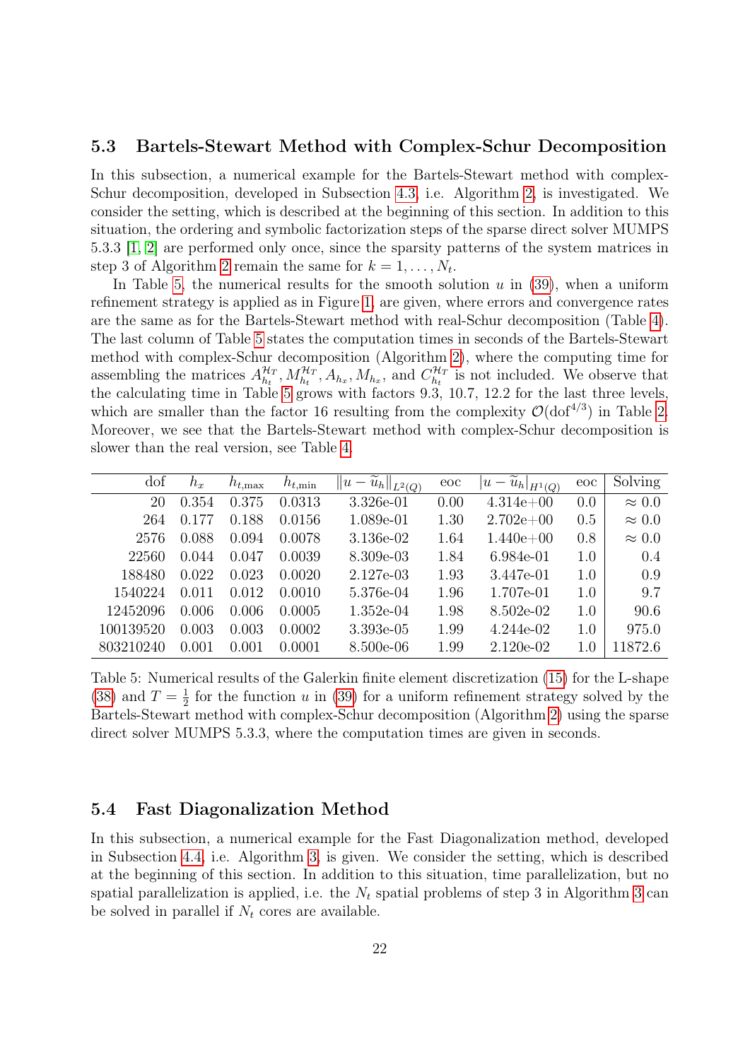### 5.3 Bartels-Stewart Method with Complex-Schur Decomposition

In this subsection, a numerical example for the Bartels-Stewart method with complex-Schur decomposition, developed in Subsection 4.3, i.e. Algorithm 2, is investigated. We consider the setting, which is described at the beginning of this section. In addition to this situation, the ordering and symbolic factorization steps of the sparse direct solver MUMPS 5.3.3 [1, 2] are performed only once, since the sparsity patterns of the system matrices in step 3 of Algorithm 2 remain the same for $k = 1, \ldots, N_t$.

In Table 5, the numerical results for the smooth solution $u$ in (39), when a uniform refinement strategy is applied as in Figure 1, are given, where errors and convergence rates are the same as for the Bartels-Stewart method with real-Schur decomposition (Table 4). The last column of Table 5 states the computation times in seconds of the Bartels-Stewart method with complex-Schur decomposition (Algorithm 2), where the computing time for assembling the matrices $A_{h_t}^{\mathcal{H}_T}, M_{h_t}^{\mathcal{H}_T}, A_{h_x}, M_{h_x}$, and $C_{h_t}^{\mathcal{H}_T}$ is not included. We observe that the calculating time in Table 5 grows with factors 9.3, 10.7, 12.2 for the last three levels, which are smaller than the factor 16 resulting from the complexity $\mathcal{O}(\mathrm{dof}^{4/3})$ in Table 2. Moreover, we see that the Bartels-Stewart method with complex-Schur decomposition is slower than the real version, see Table 4.

| dof | $h_x$ | $h_{t,\max}$ | $h_{t,\min}$ | $\lVert u - \widetilde{u}_h \rVert_{L^2(Q)}$ | eoc | $\lvert u - \widetilde{u}_h \rvert_{H^1(Q)}$ | eoc | Solving |
|---|---|---|---|---|---|---|---|---|
| 20 | 0.354 | 0.375 | 0.0313 | 3.326e-01 | 0.00 | 4.314e+00 | 0.0 | $\approx 0.0$ |
| 264 | 0.177 | 0.188 | 0.0156 | 1.089e-01 | 1.30 | 2.702e+00 | 0.5 | $\approx 0.0$ |
| 2576 | 0.088 | 0.094 | 0.0078 | 3.136e-02 | 1.64 | 1.440e+00 | 0.8 | $\approx 0.0$ |
| 22560 | 0.044 | 0.047 | 0.0039 | 8.309e-03 | 1.84 | 6.984e-01 | 1.0 | 0.4 |
| 188480 | 0.022 | 0.023 | 0.0020 | 2.127e-03 | 1.93 | 3.447e-01 | 1.0 | 0.9 |
| 1540224 | 0.011 | 0.012 | 0.0010 | 5.376e-04 | 1.96 | 1.707e-01 | 1.0 | 9.7 |
| 12452096 | 0.006 | 0.006 | 0.0005 | 1.352e-04 | 1.98 | 8.502e-02 | 1.0 | 90.6 |
| 100139520 | 0.003 | 0.003 | 0.0002 | 3.393e-05 | 1.99 | 4.244e-02 | 1.0 | 975.0 |
| 803210240 | 0.001 | 0.001 | 0.0001 | 8.500e-06 | 1.99 | 2.120e-02 | 1.0 | 11872.6 |

Table 5: Numerical results of the Galerkin finite element discretization (15) for the L-shape (38) and $T = \frac{1}{2}$ for the function $u$ in (39) for a uniform refinement strategy solved by the Bartels-Stewart method with complex-Schur decomposition (Algorithm 2) using the sparse direct solver MUMPS 5.3.3, where the computation times are given in seconds.

### 5.4 Fast Diagonalization Method

In this subsection, a numerical example for the Fast Diagonalization method, developed in Subsection 4.4, i.e. Algorithm 3, is given. We consider the setting, which is described at the beginning of this section. In addition to this situation, time parallelization, but no spatial parallelization is applied, i.e. the $N_t$ spatial problems of step 3 in Algorithm 3 can be solved in parallel if $N_t$ cores are available.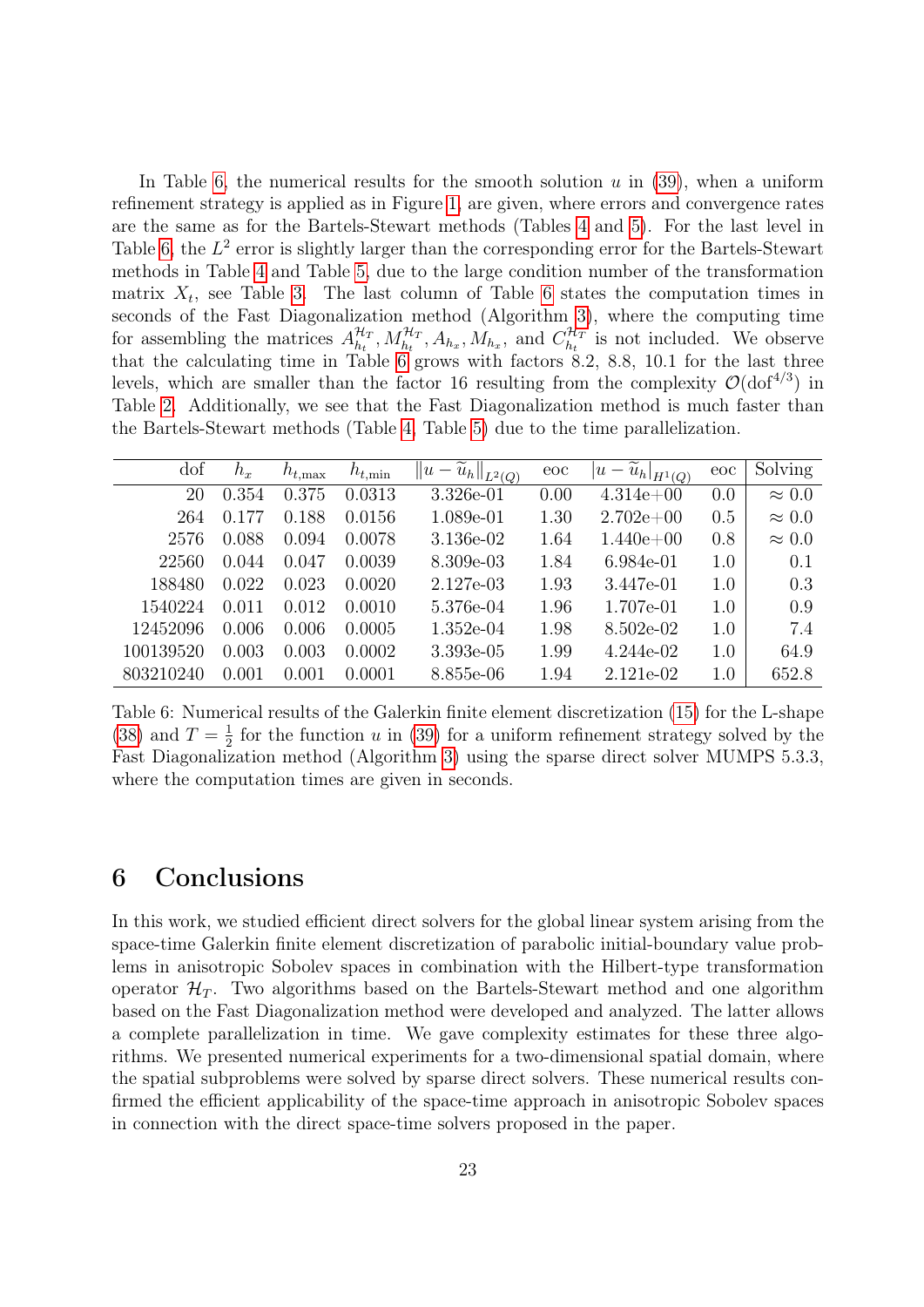In Table 6, the numerical results for the smooth solution $u$ in (39), when a uniform refinement strategy is applied as in Figure 1, are given, where errors and convergence rates are the same as for the Bartels-Stewart methods (Tables 4 and 5). For the last level in Table 6, the $L^2$ error is slightly larger than the corresponding error for the Bartels-Stewart methods in Table 4 and Table 5, due to the large condition number of the transformation matrix $X_t$, see Table 3. The last column of Table 6 states the computation times in seconds of the Fast Diagonalization method (Algorithm 3), where the computing time for assembling the matrices $A_{h_t}^{\mathcal{H}_T}, M_{h_t}^{\mathcal{H}_T}, A_{h_x}, M_{h_x}$, and $C_{h_t}^{\mathcal{H}_T}$ is not included. We observe that the calculating time in Table 6 grows with factors 8.2, 8.8, 10.1 for the last three levels, which are smaller than the factor 16 resulting from the complexity $\mathcal{O}(\mathrm{dof}^{4/3})$ in Table 2. Additionally, we see that the Fast Diagonalization method is much faster than the Bartels-Stewart methods (Table 4, Table 5) due to the time parallelization.

| dof | $h_x$ | $h_{t,\max}$ | $h_{t,\min}$ | $\Vert u - \widetilde{u}_h \Vert_{L^2(Q)}$ | eoc | $\vert u - \widetilde{u}_h \vert_{H^1(Q)}$ | eoc | Solving |
|---:|---:|---:|---:|---:|---:|---:|---:|---:|
| 20 | 0.354 | 0.375 | 0.0313 | 3.326e-01 | 0.00 | 4.314e+00 | 0.0 | $\approx 0.0$ |
| 264 | 0.177 | 0.188 | 0.0156 | 1.089e-01 | 1.30 | 2.702e+00 | 0.5 | $\approx 0.0$ |
| 2576 | 0.088 | 0.094 | 0.0078 | 3.136e-02 | 1.64 | 1.440e+00 | 0.8 | $\approx 0.0$ |
| 22560 | 0.044 | 0.047 | 0.0039 | 8.309e-03 | 1.84 | 6.984e-01 | 1.0 | 0.1 |
| 188480 | 0.022 | 0.023 | 0.0020 | 2.127e-03 | 1.93 | 3.447e-01 | 1.0 | 0.3 |
| 1540224 | 0.011 | 0.012 | 0.0010 | 5.376e-04 | 1.96 | 1.707e-01 | 1.0 | 0.9 |
| 12452096 | 0.006 | 0.006 | 0.0005 | 1.352e-04 | 1.98 | 8.502e-02 | 1.0 | 7.4 |
| 100139520 | 0.003 | 0.003 | 0.0002 | 3.393e-05 | 1.99 | 4.244e-02 | 1.0 | 64.9 |
| 803210240 | 0.001 | 0.001 | 0.0001 | 8.855e-06 | 1.94 | 2.121e-02 | 1.0 | 652.8 |

Table 6: Numerical results of the Galerkin finite element discretization (15) for the L-shape (38) and $T = \frac{1}{2}$ for the function $u$ in (39) for a uniform refinement strategy solved by the Fast Diagonalization method (Algorithm 3) using the sparse direct solver MUMPS 5.3.3, where the computation times are given in seconds.

## 6 Conclusions

In this work, we studied efficient direct solvers for the global linear system arising from the space-time Galerkin finite element discretization of parabolic initial-boundary value problems in anisotropic Sobolev spaces in combination with the Hilbert-type transformation operator $\mathcal{H}_T$. Two algorithms based on the Bartels-Stewart method and one algorithm based on the Fast Diagonalization method were developed and analyzed. The latter allows a complete parallelization in time. We gave complexity estimates for these three algorithms. We presented numerical experiments for a two-dimensional spatial domain, where the spatial subproblems were solved by sparse direct solvers. These numerical results confirmed the efficient applicability of the space-time approach in anisotropic Sobolev spaces in connection with the direct space-time solvers proposed in the paper.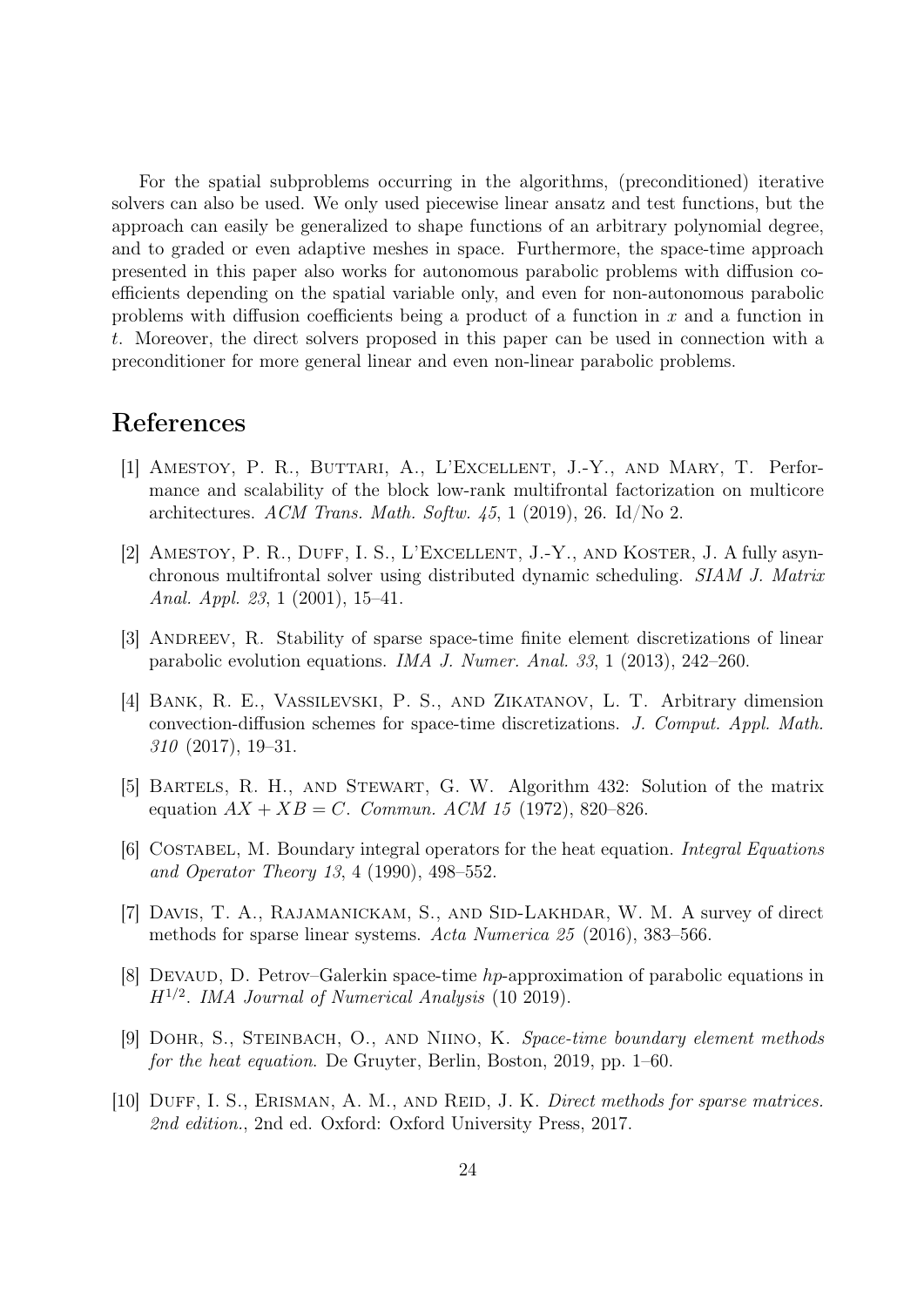For the spatial subproblems occurring in the algorithms, (preconditioned) iterative solvers can also be used. We only used piecewise linear ansatz and test functions, but the approach can easily be generalized to shape functions of an arbitrary polynomial degree, and to graded or even adaptive meshes in space. Furthermore, the space-time approach presented in this paper also works for autonomous parabolic problems with diffusion coefficients depending on the spatial variable only, and even for non-autonomous parabolic problems with diffusion coefficients being a product of a function in $x$ and a function in $t$. Moreover, the direct solvers proposed in this paper can be used in connection with a preconditioner for more general linear and even non-linear parabolic problems.

# References

[1] Amestoy, P. R., Buttari, A., L'Excellent, J.-Y., and Mary, T. Performance and scalability of the block low-rank multifrontal factorization on multicore architectures. *ACM Trans. Math. Softw. 45*, 1 (2019), 26. Id/No 2.

[2] Amestoy, P. R., Duff, I. S., L'Excellent, J.-Y., and Koster, J. A fully asynchronous multifrontal solver using distributed dynamic scheduling. *SIAM J. Matrix Anal. Appl. 23*, 1 (2001), 15–41.

[3] Andreev, R. Stability of sparse space-time finite element discretizations of linear parabolic evolution equations. *IMA J. Numer. Anal. 33*, 1 (2013), 242–260.

[4] Bank, R. E., Vassilevski, P. S., and Zikatanov, L. T. Arbitrary dimension convection-diffusion schemes for space-time discretizations. *J. Comput. Appl. Math. 310* (2017), 19–31.

[5] Bartels, R. H., and Stewart, G. W. Algorithm 432: Solution of the matrix equation $AX + XB = C$. *Commun. ACM 15* (1972), 820–826.

[6] Costabel, M. Boundary integral operators for the heat equation. *Integral Equations and Operator Theory 13*, 4 (1990), 498–552.

[7] Davis, T. A., Rajamanickam, S., and Sid-Lakhdar, W. M. A survey of direct methods for sparse linear systems. *Acta Numerica 25* (2016), 383–566.

[8] Devaud, D. Petrov–Galerkin space-time *hp*-approximation of parabolic equations in $H^{1/2}$. *IMA Journal of Numerical Analysis* (10 2019).

[9] Dohr, S., Steinbach, O., and Niino, K. *Space-time boundary element methods for the heat equation*. De Gruyter, Berlin, Boston, 2019, pp. 1–60.

[10] Duff, I. S., Erisman, A. M., and Reid, J. K. *Direct methods for sparse matrices. 2nd edition.*, 2nd ed. Oxford: Oxford University Press, 2017.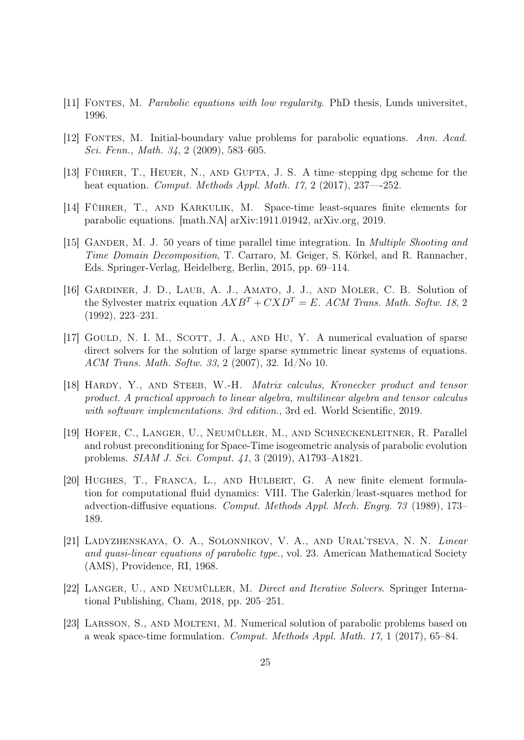[11] Fontes, M. *Parabolic equations with low regularity*. PhD thesis, Lunds universitet, 1996.

[12] Fontes, M. Initial-boundary value problems for parabolic equations. *Ann. Acad. Sci. Fenn., Math. 34*, 2 (2009), 583–605.

[13] Führer, T., Heuer, N., and Gupta, J. S. A time–stepping dpg scheme for the heat equation. *Comput. Methods Appl. Math. 17*, 2 (2017), 237—-252.

[14] Führer, T., and Karkulik, M. Space-time least-squares finite elements for parabolic equations. [math.NA] arXiv:1911.01942, arXiv.org, 2019.

[15] Gander, M. J. 50 years of time parallel time integration. In *Multiple Shooting and Time Domain Decomposition*, T. Carraro, M. Geiger, S. Körkel, and R. Rannacher, Eds. Springer-Verlag, Heidelberg, Berlin, 2015, pp. 69–114.

[16] Gardiner, J. D., Laub, A. J., Amato, J. J., and Moler, C. B. Solution of the Sylvester matrix equation $AXB^T + CXD^T = E$. *ACM Trans. Math. Softw. 18*, 2 (1992), 223–231.

[17] Gould, N. I. M., Scott, J. A., and Hu, Y. A numerical evaluation of sparse direct solvers for the solution of large sparse symmetric linear systems of equations. *ACM Trans. Math. Softw. 33*, 2 (2007), 32. Id/No 10.

[18] Hardy, Y., and Steeb, W.-H. *Matrix calculus, Kronecker product and tensor product. A practical approach to linear algebra, multilinear algebra and tensor calculus with software implementations. 3rd edition.*, 3rd ed. World Scientific, 2019.

[19] Hofer, C., Langer, U., Neumüller, M., and Schneckenleitner, R. Parallel and robust preconditioning for Space-Time isogeometric analysis of parabolic evolution problems. *SIAM J. Sci. Comput. 41*, 3 (2019), A1793–A1821.

[20] Hughes, T., Franca, L., and Hulbert, G. A new finite element formulation for computational fluid dynamics: VIII. The Galerkin/least-squares method for advection-diffusive equations. *Comput. Methods Appl. Mech. Engrg. 73* (1989), 173–189.

[21] Ladyzhenskaya, O. A., Solonnikov, V. A., and Ural'tseva, N. N. *Linear and quasi-linear equations of parabolic type.*, vol. 23. American Mathematical Society (AMS), Providence, RI, 1968.

[22] Langer, U., and Neumüller, M. *Direct and Iterative Solvers*. Springer International Publishing, Cham, 2018, pp. 205–251.

[23] Larsson, S., and Molteni, M. Numerical solution of parabolic problems based on a weak space-time formulation. *Comput. Methods Appl. Math. 17*, 1 (2017), 65–84.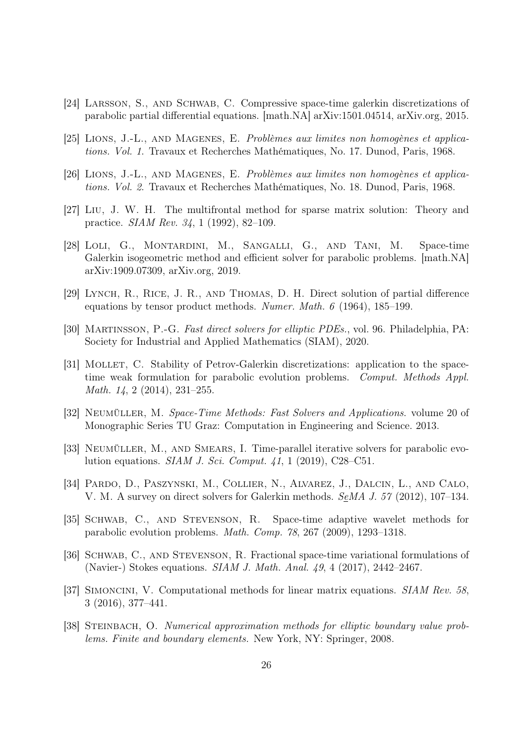[24] Larsson, S., and Schwab, C. Compressive space-time galerkin discretizations of parabolic partial differential equations. [math.NA] arXiv:1501.04514, arXiv.org, 2015.

[25] Lions, J.-L., and Magenes, E. *Problèmes aux limites non homogènes et applications. Vol. 1.* Travaux et Recherches Mathématiques, No. 17. Dunod, Paris, 1968.

[26] Lions, J.-L., and Magenes, E. *Problèmes aux limites non homogènes et applications. Vol. 2.* Travaux et Recherches Mathématiques, No. 18. Dunod, Paris, 1968.

[27] Liu, J. W. H. The multifrontal method for sparse matrix solution: Theory and practice. *SIAM Rev. 34*, 1 (1992), 82–109.

[28] Loli, G., Montardini, M., Sangalli, G., and Tani, M. Space-time Galerkin isogeometric method and efficient solver for parabolic problems. [math.NA] arXiv:1909.07309, arXiv.org, 2019.

[29] Lynch, R., Rice, J. R., and Thomas, D. H. Direct solution of partial difference equations by tensor product methods. *Numer. Math. 6* (1964), 185–199.

[30] Martinsson, P.-G. *Fast direct solvers for elliptic PDEs.*, vol. 96. Philadelphia, PA: Society for Industrial and Applied Mathematics (SIAM), 2020.

[31] Mollet, C. Stability of Petrov-Galerkin discretizations: application to the space-time weak formulation for parabolic evolution problems. *Comput. Methods Appl. Math. 14*, 2 (2014), 231–255.

[32] Neumüller, M. *Space-Time Methods: Fast Solvers and Applications*. volume 20 of Monographic Series TU Graz: Computation in Engineering and Science. 2013.

[33] Neumüller, M., and Smears, I. Time-parallel iterative solvers for parabolic evolution equations. *SIAM J. Sci. Comput. 41*, 1 (2019), C28–C51.

[34] Pardo, D., Paszynski, M., Collier, N., Alvarez, J., Dalcin, L., and Calo, V. M. A survey on direct solvers for Galerkin methods. *SeMA J. 57* (2012), 107–134.

[35] Schwab, C., and Stevenson, R. Space-time adaptive wavelet methods for parabolic evolution problems. *Math. Comp. 78*, 267 (2009), 1293–1318.

[36] Schwab, C., and Stevenson, R. Fractional space-time variational formulations of (Navier-) Stokes equations. *SIAM J. Math. Anal. 49*, 4 (2017), 2442–2467.

[37] Simoncini, V. Computational methods for linear matrix equations. *SIAM Rev. 58*, 3 (2016), 377–441.

[38] Steinbach, O. *Numerical approximation methods for elliptic boundary value problems. Finite and boundary elements.* New York, NY: Springer, 2008.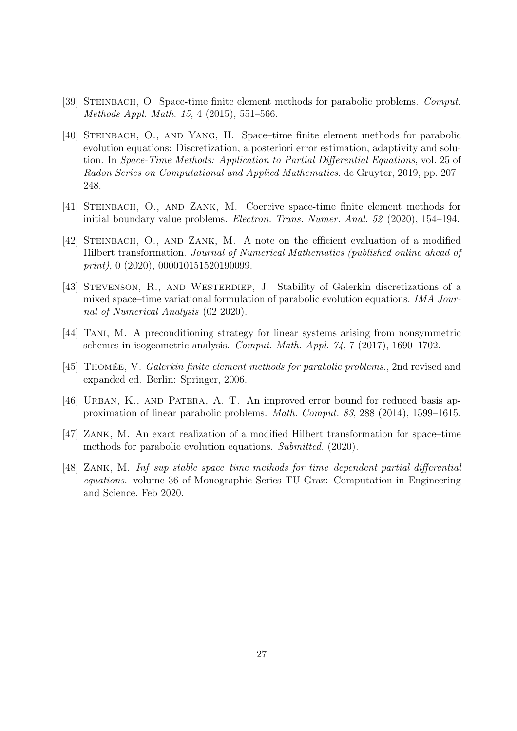[39] Steinbach, O. Space-time finite element methods for parabolic problems. *Comput. Methods Appl. Math. 15*, 4 (2015), 551–566.

[40] Steinbach, O., and Yang, H. Space–time finite element methods for parabolic evolution equations: Discretization, a posteriori error estimation, adaptivity and solution. In *Space-Time Methods: Application to Partial Differential Equations*, vol. 25 of *Radon Series on Computational and Applied Mathematics*. de Gruyter, 2019, pp. 207–248.

[41] Steinbach, O., and Zank, M. Coercive space-time finite element methods for initial boundary value problems. *Electron. Trans. Numer. Anal. 52* (2020), 154–194.

[42] Steinbach, O., and Zank, M. A note on the efficient evaluation of a modified Hilbert transformation. *Journal of Numerical Mathematics (published online ahead of print)*, 0 (2020), 000010151520190099.

[43] Stevenson, R., and Westerdiep, J. Stability of Galerkin discretizations of a mixed space–time variational formulation of parabolic evolution equations. *IMA Journal of Numerical Analysis* (02 2020).

[44] Tani, M. A preconditioning strategy for linear systems arising from nonsymmetric schemes in isogeometric analysis. *Comput. Math. Appl. 74*, 7 (2017), 1690–1702.

[45] Thomée, V. *Galerkin finite element methods for parabolic problems.*, 2nd revised and expanded ed. Berlin: Springer, 2006.

[46] Urban, K., and Patera, A. T. An improved error bound for reduced basis approximation of linear parabolic problems. *Math. Comput. 83*, 288 (2014), 1599–1615.

[47] Zank, M. An exact realization of a modified Hilbert transformation for space–time methods for parabolic evolution equations. *Submitted.* (2020).

[48] Zank, M. *Inf–sup stable space–time methods for time–dependent partial differential equations.* volume 36 of Monographic Series TU Graz: Computation in Engineering and Science. Feb 2020.